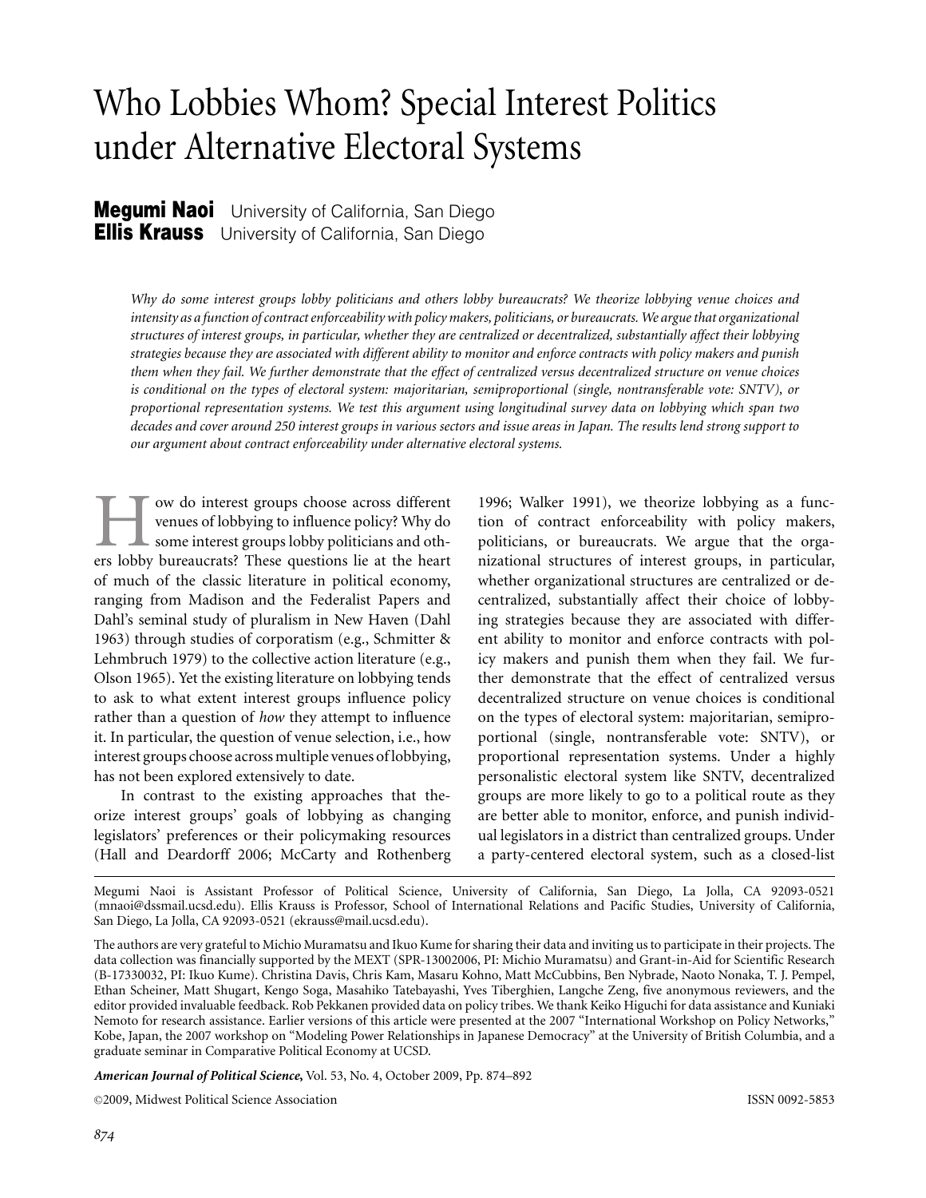# Who Lobbies Whom? Special Interest Politics under Alternative Electoral Systems

**Megumi Naoi** University of California, San Diego
**Ellis Krauss** University of California, San Diego

*Why do some interest groups lobby politicians and others lobby bureaucrats? We theorize lobbying venue choices and intensity as a function of contract enforceability with policy makers, politicians, or bureaucrats. We argue that organizational structures of interest groups, in particular, whether they are centralized or decentralized, substantially affect their lobbying strategies because they are associated with different ability to monitor and enforce contracts with policy makers and punish them when they fail. We further demonstrate that the effect of centralized versus decentralized structure on venue choices is conditional on the types of electoral system: majoritarian, semiproportional (single, nontransferable vote: SNTV), or proportional representation systems. We test this argument using longitudinal survey data on lobbying which span two decades and cover around 250 interest groups in various sectors and issue areas in Japan. The results lend strong support to our argument about contract enforceability under alternative electoral systems.*

How do interest groups choose across different venues of lobbying to influence policy? Why do some interest groups lobby politicians and others lobby bureaucrats? These questions lie at the heart of much of the classic literature in political economy, ranging from Madison and the Federalist Papers and Dahl's seminal study of pluralism in New Haven (Dahl 1963) through studies of corporatism (e.g., Schmitter & Lehmbruch 1979) to the collective action literature (e.g., Olson 1965). Yet the existing literature on lobbying tends to ask to what extent interest groups influence policy rather than a question of *how* they attempt to influence it. In particular, the question of venue selection, i.e., how interest groups choose across multiple venues of lobbying, has not been explored extensively to date.

In contrast to the existing approaches that theorize interest groups' goals of lobbying as changing legislators' preferences or their policymaking resources (Hall and Deardorff 2006; McCarty and Rothenberg 1996; Walker 1991), we theorize lobbying as a function of contract enforceability with policy makers, politicians, or bureaucrats. We argue that the organizational structures of interest groups, in particular, whether organizational structures are centralized or decentralized, substantially affect their choice of lobbying strategies because they are associated with different ability to monitor and enforce contracts with policy makers and punish them when they fail. We further demonstrate that the effect of centralized versus decentralized structure on venue choices is conditional on the types of electoral system: majoritarian, semiproportional (single, nontransferable vote: SNTV), or proportional representation systems. Under a highly personalistic electoral system like SNTV, decentralized groups are more likely to go to a political route as they are better able to monitor, enforce, and punish individual legislators in a district than centralized groups. Under a party-centered electoral system, such as a closed-list

---

Megumi Naoi is Assistant Professor of Political Science, University of California, San Diego, La Jolla, CA 92093-0521 (mnaoi@dssmail.ucsd.edu). Ellis Krauss is Professor, School of International Relations and Pacific Studies, University of California, San Diego, La Jolla, CA 92093-0521 (ekrauss@mail.ucsd.edu).

The authors are very grateful to Michio Muramatsu and Ikuo Kume for sharing their data and inviting us to participate in their projects. The data collection was financially supported by the MEXT (SPR-13002006, PI: Michio Muramatsu) and Grant-in-Aid for Scientific Research (B-17330032, PI: Ikuo Kume). Christina Davis, Chris Kam, Masaru Kohno, Matt McCubbins, Ben Nybrade, Naoto Nonaka, T. J. Pempel, Ethan Scheiner, Matt Shugart, Kengo Soga, Masahiko Tatebayashi, Yves Tiberghien, Langche Zeng, five anonymous reviewers, and the editor provided invaluable feedback. Rob Pekkanen provided data on policy tribes. We thank Keiko Higuchi for data assistance and Kuniaki Nemoto for research assistance. Earlier versions of this article were presented at the 2007 "International Workshop on Policy Networks," Kobe, Japan, the 2007 workshop on "Modeling Power Relationships in Japanese Democracy" at the University of British Columbia, and a graduate seminar in Comparative Political Economy at UCSD.

*American Journal of Political Science,* Vol. 53, No. 4, October 2009, Pp. 874–892

©2009, Midwest Political Science Association ISSN 0092-5853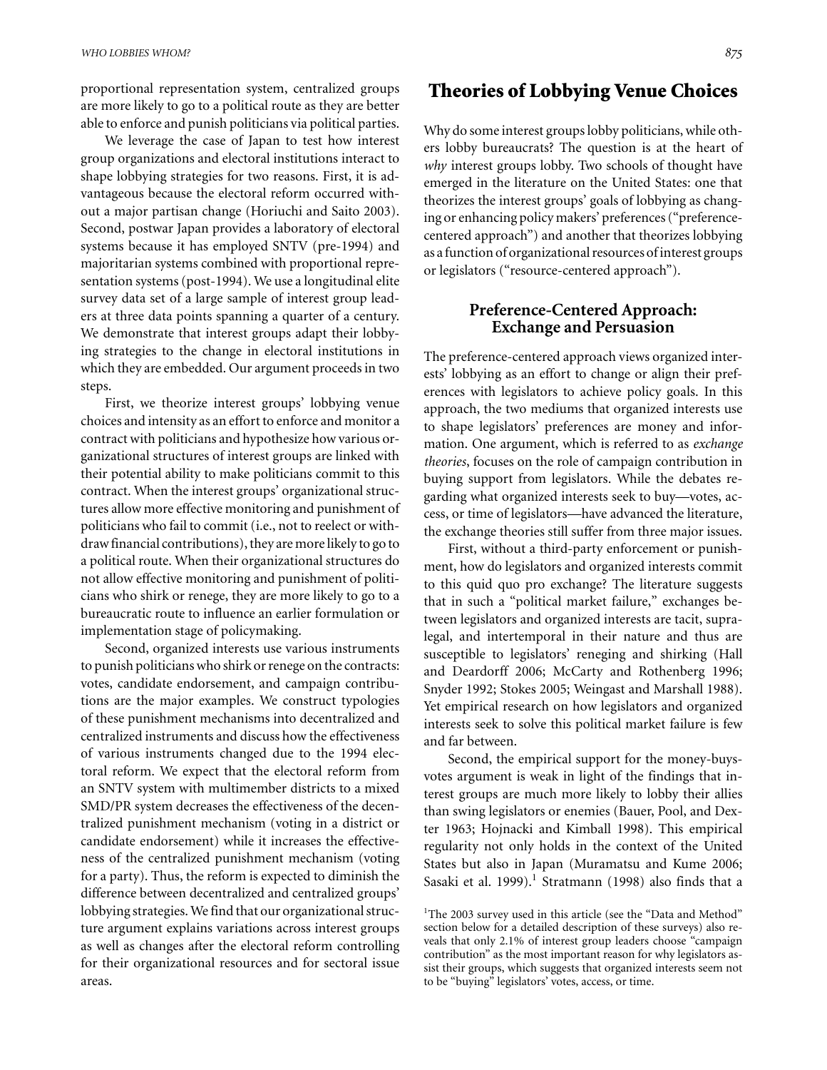proportional representation system, centralized groups are more likely to go to a political route as they are better able to enforce and punish politicians via political parties.

We leverage the case of Japan to test how interest group organizations and electoral institutions interact to shape lobbying strategies for two reasons. First, it is advantageous because the electoral reform occurred without a major partisan change (Horiuchi and Saito 2003). Second, postwar Japan provides a laboratory of electoral systems because it has employed SNTV (pre-1994) and majoritarian systems combined with proportional representation systems (post-1994). We use a longitudinal elite survey data set of a large sample of interest group leaders at three data points spanning a quarter of a century. We demonstrate that interest groups adapt their lobbying strategies to the change in electoral institutions in which they are embedded. Our argument proceeds in two steps.

First, we theorize interest groups' lobbying venue choices and intensity as an effort to enforce and monitor a contract with politicians and hypothesize how various organizational structures of interest groups are linked with their potential ability to make politicians commit to this contract. When the interest groups' organizational structures allow more effective monitoring and punishment of politicians who fail to commit (i.e., not to reelect or withdraw financial contributions), they are more likely to go to a political route. When their organizational structures do not allow effective monitoring and punishment of politicians who shirk or renege, they are more likely to go to a bureaucratic route to influence an earlier formulation or implementation stage of policymaking.

Second, organized interests use various instruments to punish politicians who shirk or renege on the contracts: votes, candidate endorsement, and campaign contributions are the major examples. We construct typologies of these punishment mechanisms into decentralized and centralized instruments and discuss how the effectiveness of various instruments changed due to the 1994 electoral reform. We expect that the electoral reform from an SNTV system with multimember districts to a mixed SMD/PR system decreases the effectiveness of the decentralized punishment mechanism (voting in a district or candidate endorsement) while it increases the effectiveness of the centralized punishment mechanism (voting for a party). Thus, the reform is expected to diminish the difference between decentralized and centralized groups' lobbying strategies. We find that our organizational structure argument explains variations across interest groups as well as changes after the electoral reform controlling for their organizational resources and for sectoral issue areas.

## Theories of Lobbying Venue Choices

Why do some interest groups lobby politicians, while others lobby bureaucrats? The question is at the heart of *why* interest groups lobby. Two schools of thought have emerged in the literature on the United States: one that theorizes the interest groups' goals of lobbying as changing or enhancing policy makers' preferences ("preference-centered approach") and another that theorizes lobbying as a function of organizational resources of interest groups or legislators ("resource-centered approach").

### Preference-Centered Approach: Exchange and Persuasion

The preference-centered approach views organized interests' lobbying as an effort to change or align their preferences with legislators to achieve policy goals. In this approach, the two mediums that organized interests use to shape legislators' preferences are money and information. One argument, which is referred to as *exchange theories*, focuses on the role of campaign contribution in buying support from legislators. While the debates regarding what organized interests seek to buy—votes, access, or time of legislators—have advanced the literature, the exchange theories still suffer from three major issues.

First, without a third-party enforcement or punishment, how do legislators and organized interests commit to this quid quo pro exchange? The literature suggests that in such a "political market failure," exchanges between legislators and organized interests are tacit, supralegal, and intertemporal in their nature and thus are susceptible to legislators' reneging and shirking (Hall and Deardorff 2006; McCarty and Rothenberg 1996; Snyder 1992; Stokes 2005; Weingast and Marshall 1988). Yet empirical research on how legislators and organized interests seek to solve this political market failure is few and far between.

Second, the empirical support for the money-buys-votes argument is weak in light of the findings that interest groups are much more likely to lobby their allies than swing legislators or enemies (Bauer, Pool, and Dexter 1963; Hojnacki and Kimball 1998). This empirical regularity not only holds in the context of the United States but also in Japan (Muramatsu and Kume 2006; Sasaki et al. 1999).[1] Stratmann (1998) also finds that a

[1]The 2003 survey used in this article (see the "Data and Method" section below for a detailed description of these surveys) also reveals that only 2.1% of interest group leaders choose "campaign contribution" as the most important reason for why legislators assist their groups, which suggests that organized interests seem not to be "buying" legislators' votes, access, or time.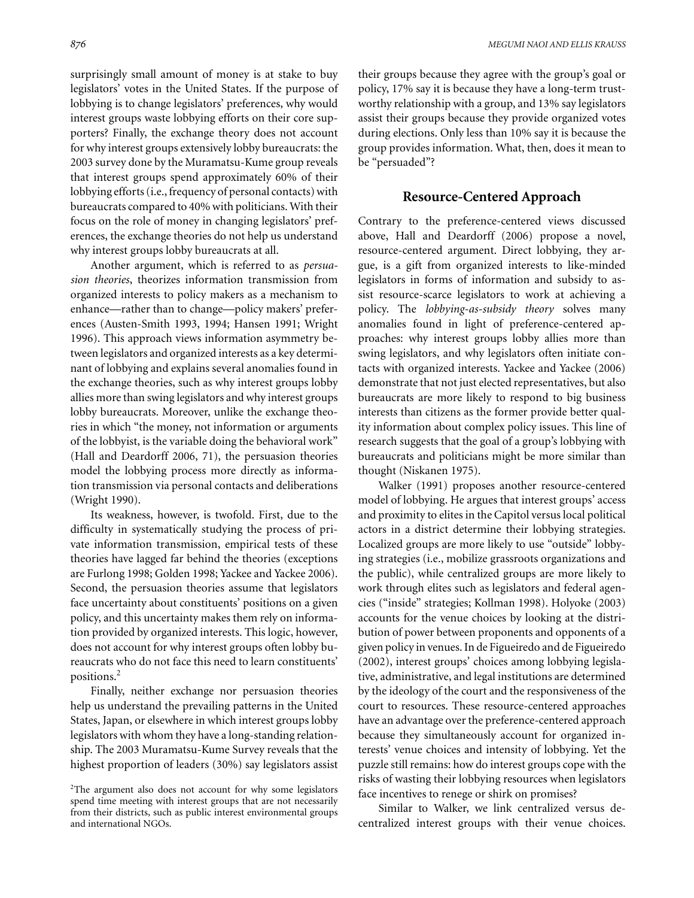surprisingly small amount of money is at stake to buy legislators' votes in the United States. If the purpose of lobbying is to change legislators' preferences, why would interest groups waste lobbying efforts on their core supporters? Finally, the exchange theory does not account for why interest groups extensively lobby bureaucrats: the 2003 survey done by the Muramatsu-Kume group reveals that interest groups spend approximately 60% of their lobbying efforts (i.e., frequency of personal contacts) with bureaucrats compared to 40% with politicians. With their focus on the role of money in changing legislators' preferences, the exchange theories do not help us understand why interest groups lobby bureaucrats at all.

Another argument, which is referred to as *persuasion theories*, theorizes information transmission from organized interests to policy makers as a mechanism to enhance—rather than to change—policy makers' preferences (Austen-Smith 1993, 1994; Hansen 1991; Wright 1996). This approach views information asymmetry between legislators and organized interests as a key determinant of lobbying and explains several anomalies found in the exchange theories, such as why interest groups lobby allies more than swing legislators and why interest groups lobby bureaucrats. Moreover, unlike the exchange theories in which "the money, not information or arguments of the lobbyist, is the variable doing the behavioral work" (Hall and Deardorff 2006, 71), the persuasion theories model the lobbying process more directly as information transmission via personal contacts and deliberations (Wright 1990).

Its weakness, however, is twofold. First, due to the difficulty in systematically studying the process of private information transmission, empirical tests of these theories have lagged far behind the theories (exceptions are Furlong 1998; Golden 1998; Yackee and Yackee 2006). Second, the persuasion theories assume that legislators face uncertainty about constituents' positions on a given policy, and this uncertainty makes them rely on information provided by organized interests. This logic, however, does not account for why interest groups often lobby bureaucrats who do not face this need to learn constituents' positions.[2]

Finally, neither exchange nor persuasion theories help us understand the prevailing patterns in the United States, Japan, or elsewhere in which interest groups lobby legislators with whom they have a long-standing relationship. The 2003 Muramatsu-Kume Survey reveals that the highest proportion of leaders (30%) say legislators assist their groups because they agree with the group's goal or policy, 17% say it is because they have a long-term trustworthy relationship with a group, and 13% say legislators assist their groups because they provide organized votes during elections. Only less than 10% say it is because the group provides information. What, then, does it mean to be "persuaded"?

## Resource-Centered Approach

Contrary to the preference-centered views discussed above, Hall and Deardorff (2006) propose a novel, resource-centered argument. Direct lobbying, they argue, is a gift from organized interests to like-minded legislators in forms of information and subsidy to assist resource-scarce legislators to work at achieving a policy. The *lobbying-as-subsidy theory* solves many anomalies found in light of preference-centered approaches: why interest groups lobby allies more than swing legislators, and why legislators often initiate contacts with organized interests. Yackee and Yackee (2006) demonstrate that not just elected representatives, but also bureaucrats are more likely to respond to big business interests than citizens as the former provide better quality information about complex policy issues. This line of research suggests that the goal of a group's lobbying with bureaucrats and politicians might be more similar than thought (Niskanen 1975).

Walker (1991) proposes another resource-centered model of lobbying. He argues that interest groups' access and proximity to elites in the Capitol versus local political actors in a district determine their lobbying strategies. Localized groups are more likely to use "outside" lobbying strategies (i.e., mobilize grassroots organizations and the public), while centralized groups are more likely to work through elites such as legislators and federal agencies ("inside" strategies; Kollman 1998). Holyoke (2003) accounts for the venue choices by looking at the distribution of power between proponents and opponents of a given policy in venues. In de Figueiredo and de Figueiredo (2002), interest groups' choices among lobbying legislative, administrative, and legal institutions are determined by the ideology of the court and the responsiveness of the court to resources. These resource-centered approaches have an advantage over the preference-centered approach because they simultaneously account for organized interests' venue choices and intensity of lobbying. Yet the puzzle still remains: how do interest groups cope with the risks of wasting their lobbying resources when legislators face incentives to renege or shirk on promises?

Similar to Walker, we link centralized versus decentralized interest groups with their venue choices.

[2] The argument also does not account for why some legislators spend time meeting with interest groups that are not necessarily from their districts, such as public interest environmental groups and international NGOs.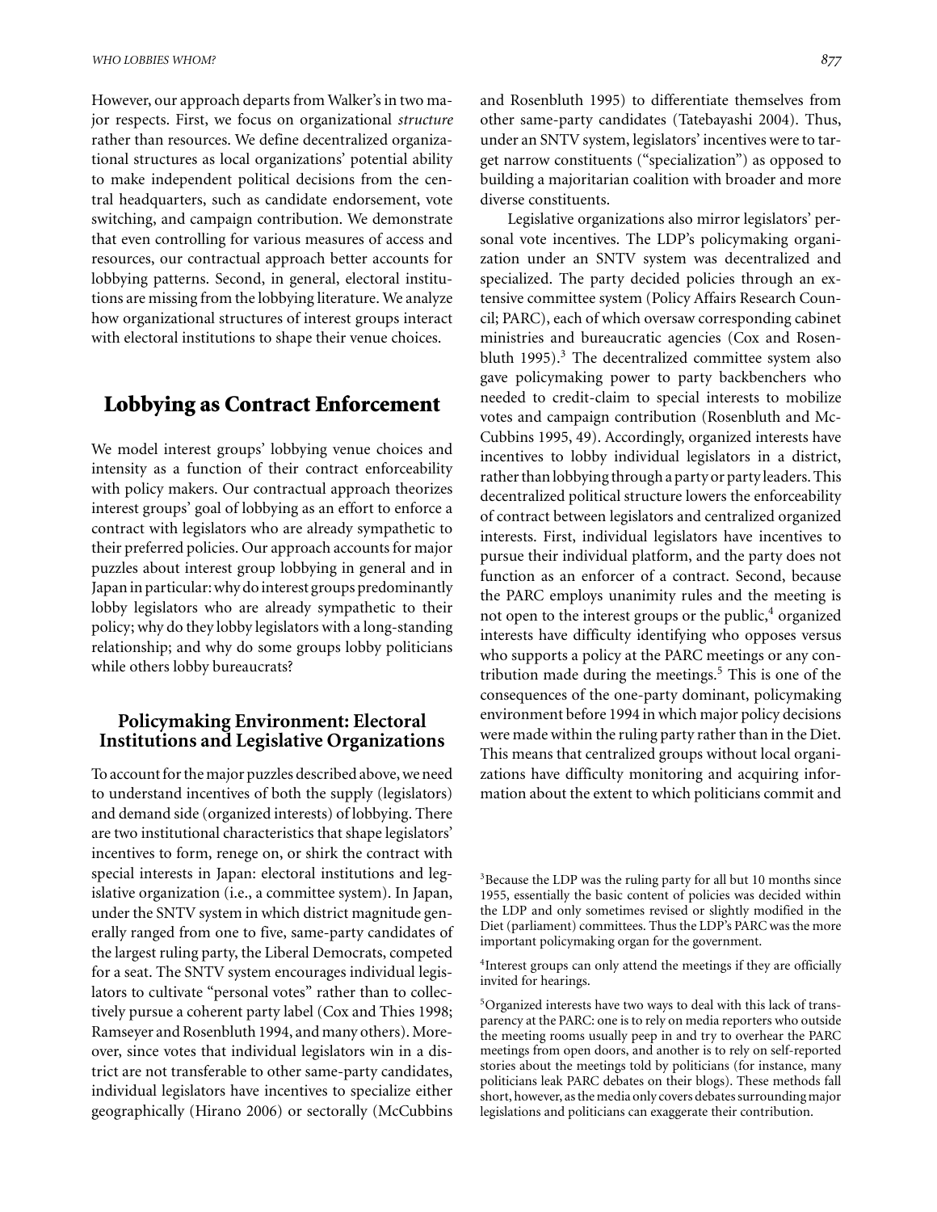However, our approach departs from Walker's in two major respects. First, we focus on organizational *structure* rather than resources. We define decentralized organizational structures as local organizations' potential ability to make independent political decisions from the central headquarters, such as candidate endorsement, vote switching, and campaign contribution. We demonstrate that even controlling for various measures of access and resources, our contractual approach better accounts for lobbying patterns. Second, in general, electoral institutions are missing from the lobbying literature. We analyze how organizational structures of interest groups interact with electoral institutions to shape their venue choices.

## Lobbying as Contract Enforcement

We model interest groups' lobbying venue choices and intensity as a function of their contract enforceability with policy makers. Our contractual approach theorizes interest groups' goal of lobbying as an effort to enforce a contract with legislators who are already sympathetic to their preferred policies. Our approach accounts for major puzzles about interest group lobbying in general and in Japan in particular: why do interest groups predominantly lobby legislators who are already sympathetic to their policy; why do they lobby legislators with a long-standing relationship; and why do some groups lobby politicians while others lobby bureaucrats?

### Policymaking Environment: Electoral Institutions and Legislative Organizations

To account for the major puzzles described above, we need to understand incentives of both the supply (legislators) and demand side (organized interests) of lobbying. There are two institutional characteristics that shape legislators' incentives to form, renege on, or shirk the contract with special interests in Japan: electoral institutions and legislative organization (i.e., a committee system). In Japan, under the SNTV system in which district magnitude generally ranged from one to five, same-party candidates of the largest ruling party, the Liberal Democrats, competed for a seat. The SNTV system encourages individual legislators to cultivate "personal votes" rather than to collectively pursue a coherent party label (Cox and Thies 1998; Ramseyer and Rosenbluth 1994, and many others). Moreover, since votes that individual legislators win in a district are not transferable to other same-party candidates, individual legislators have incentives to specialize either geographically (Hirano 2006) or sectorally (McCubbins and Rosenbluth 1995) to differentiate themselves from other same-party candidates (Tatebayashi 2004). Thus, under an SNTV system, legislators' incentives were to target narrow constituents ("specialization") as opposed to building a majoritarian coalition with broader and more diverse constituents.

Legislative organizations also mirror legislators' personal vote incentives. The LDP's policymaking organization under an SNTV system was decentralized and specialized. The party decided policies through an extensive committee system (Policy Affairs Research Council; PARC), each of which oversaw corresponding cabinet ministries and bureaucratic agencies (Cox and Rosenbluth 1995).[3] The decentralized committee system also gave policymaking power to party backbenchers who needed to credit-claim to special interests to mobilize votes and campaign contribution (Rosenbluth and McCubbins 1995, 49). Accordingly, organized interests have incentives to lobby individual legislators in a district, rather than lobbying through a party or party leaders. This decentralized political structure lowers the enforceability of contract between legislators and centralized organized interests. First, individual legislators have incentives to pursue their individual platform, and the party does not function as an enforcer of a contract. Second, because the PARC employs unanimity rules and the meeting is not open to the interest groups or the public,[4] organized interests have difficulty identifying who opposes versus who supports a policy at the PARC meetings or any contribution made during the meetings.[5] This is one of the consequences of the one-party dominant, policymaking environment before 1994 in which major policy decisions were made within the ruling party rather than in the Diet. This means that centralized groups without local organizations have difficulty monitoring and acquiring information about the extent to which politicians commit and

[3]Because the LDP was the ruling party for all but 10 months since 1955, essentially the basic content of policies was decided within the LDP and only sometimes revised or slightly modified in the Diet (parliament) committees. Thus the LDP's PARC was the more important policymaking organ for the government.

[4]Interest groups can only attend the meetings if they are officially invited for hearings.

[5]Organized interests have two ways to deal with this lack of transparency at the PARC: one is to rely on media reporters who outside the meeting rooms usually peep in and try to overhear the PARC meetings from open doors, and another is to rely on self-reported stories about the meetings told by politicians (for instance, many politicians leak PARC debates on their blogs). These methods fall short, however, as the media only covers debates surrounding major legislations and politicians can exaggerate their contribution.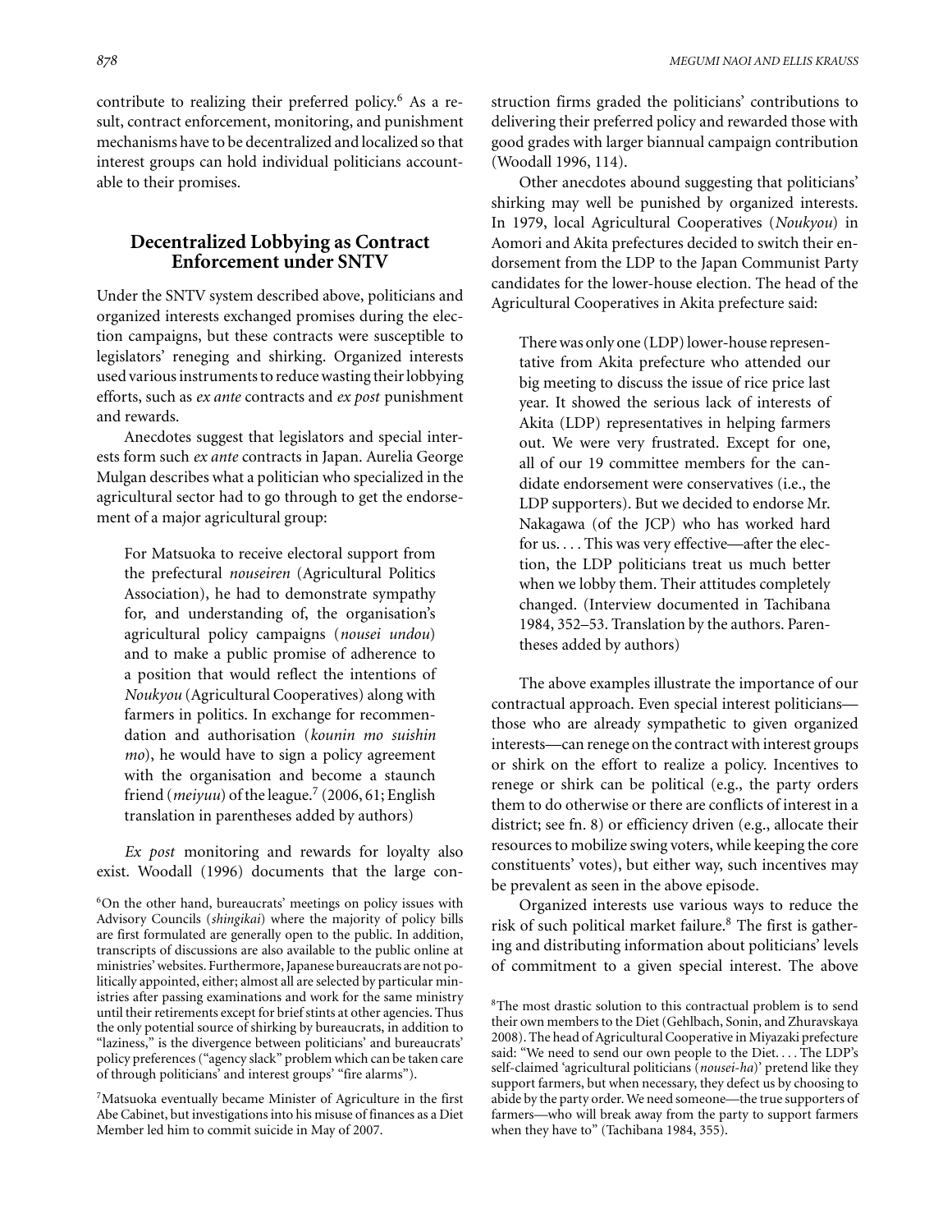contribute to realizing their preferred policy.[6] As a result, contract enforcement, monitoring, and punishment mechanisms have to be decentralized and localized so that interest groups can hold individual politicians accountable to their promises.

## Decentralized Lobbying as Contract Enforcement under SNTV

Under the SNTV system described above, politicians and organized interests exchanged promises during the election campaigns, but these contracts were susceptible to legislators' reneging and shirking. Organized interests used various instruments to reduce wasting their lobbying efforts, such as *ex ante* contracts and *ex post* punishment and rewards.

Anecdotes suggest that legislators and special interests form such *ex ante* contracts in Japan. Aurelia George Mulgan describes what a politician who specialized in the agricultural sector had to go through to get the endorsement of a major agricultural group:

> For Matsuoka to receive electoral support from the prefectural *nouseiren* (Agricultural Politics Association), he had to demonstrate sympathy for, and understanding of, the organisation's agricultural policy campaigns (*nousei undou*) and to make a public promise of adherence to a position that would reflect the intentions of *Noukyou* (Agricultural Cooperatives) along with farmers in politics. In exchange for recommendation and authorisation (*kounin mo suishin mo*), he would have to sign a policy agreement with the organisation and become a staunch friend (*meiyuu*) of the league.[7] (2006, 61; English translation in parentheses added by authors)

*Ex post* monitoring and rewards for loyalty also exist. Woodall (1996) documents that the large construction firms graded the politicians' contributions to delivering their preferred policy and rewarded those with good grades with larger biannual campaign contribution (Woodall 1996, 114).

Other anecdotes abound suggesting that politicians' shirking may well be punished by organized interests. In 1979, local Agricultural Cooperatives (*Noukyou*) in Aomori and Akita prefectures decided to switch their endorsement from the LDP to the Japan Communist Party candidates for the lower-house election. The head of the Agricultural Cooperatives in Akita prefecture said:

> There was only one (LDP) lower-house representative from Akita prefecture who attended our big meeting to discuss the issue of rice price last year. It showed the serious lack of interests of Akita (LDP) representatives in helping farmers out. We were very frustrated. Except for one, all of our 19 committee members for the candidate endorsement were conservatives (i.e., the LDP supporters). But we decided to endorse Mr. Nakagawa (of the JCP) who has worked hard for us. . . . This was very effective—after the election, the LDP politicians treat us much better when we lobby them. Their attitudes completely changed. (Interview documented in Tachibana 1984, 352–53. Translation by the authors. Parentheses added by authors)

The above examples illustrate the importance of our contractual approach. Even special interest politicians—those who are already sympathetic to given organized interests—can renege on the contract with interest groups or shirk on the effort to realize a policy. Incentives to renege or shirk can be political (e.g., the party orders them to do otherwise or there are conflicts of interest in a district; see fn. 8) or efficiency driven (e.g., allocate their resources to mobilize swing voters, while keeping the core constituents' votes), but either way, such incentives may be prevalent as seen in the above episode.

Organized interests use various ways to reduce the risk of such political market failure.[8] The first is gathering and distributing information about politicians' levels of commitment to a given special interest. The above

---

[6] On the other hand, bureaucrats' meetings on policy issues with Advisory Councils (*shingikai*) where the majority of policy bills are first formulated are generally open to the public. In addition, transcripts of discussions are also available to the public online at ministries' websites. Furthermore, Japanese bureaucrats are not politically appointed, either; almost all are selected by particular ministries after passing examinations and work for the same ministry until their retirements except for brief stints at other agencies. Thus the only potential source of shirking by bureaucrats, in addition to "laziness," is the divergence between politicians' and bureaucrats' policy preferences ("agency slack" problem which can be taken care of through politicians' and interest groups' "fire alarms").

[7] Matsuoka eventually became Minister of Agriculture in the first Abe Cabinet, but investigations into his misuse of finances as a Diet Member led him to commit suicide in May of 2007.

[8] The most drastic solution to this contractual problem is to send their own members to the Diet (Gehlbach, Sonin, and Zhuravskaya 2008). The head of Agricultural Cooperative in Miyazaki prefecture said: "We need to send our own people to the Diet. . . . The LDP's self-claimed 'agricultural politicians (*nousei-ha*)' pretend like they support farmers, but when necessary, they defect us by choosing to abide by the party order. We need someone—the true supporters of farmers—who will break away from the party to support farmers when they have to" (Tachibana 1984, 355).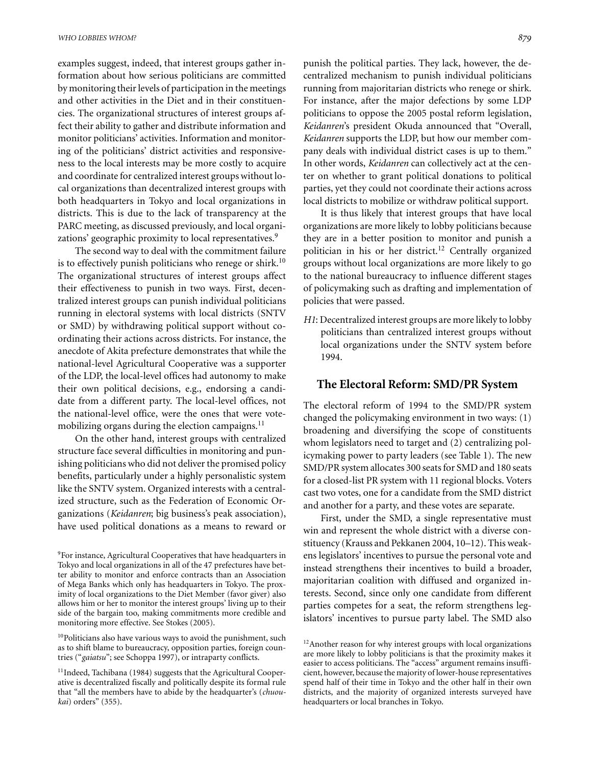examples suggest, indeed, that interest groups gather information about how serious politicians are committed by monitoring their levels of participation in the meetings and other activities in the Diet and in their constituencies. The organizational structures of interest groups affect their ability to gather and distribute information and monitor politicians' activities. Information and monitoring of the politicians' district activities and responsiveness to the local interests may be more costly to acquire and coordinate for centralized interest groups without local organizations than decentralized interest groups with both headquarters in Tokyo and local organizations in districts. This is due to the lack of transparency at the PARC meeting, as discussed previously, and local organizations' geographic proximity to local representatives.[9]

The second way to deal with the commitment failure is to effectively punish politicians who renege or shirk.[10] The organizational structures of interest groups affect their effectiveness to punish in two ways. First, decentralized interest groups can punish individual politicians running in electoral systems with local districts (SNTV or SMD) by withdrawing political support without coordinating their actions across districts. For instance, the anecdote of Akita prefecture demonstrates that while the national-level Agricultural Cooperative was a supporter of the LDP, the local-level offices had autonomy to make their own political decisions, e.g., endorsing a candidate from a different party. The local-level offices, not the national-level office, were the ones that were vote-mobilizing organs during the election campaigns.[11]

On the other hand, interest groups with centralized structure face several difficulties in monitoring and punishing politicians who did not deliver the promised policy benefits, particularly under a highly personalistic system like the SNTV system. Organized interests with a centralized structure, such as the Federation of Economic Organizations (*Keidanren*; big business's peak association), have used political donations as a means to reward or punish the political parties. They lack, however, the decentralized mechanism to punish individual politicians running from majoritarian districts who renege or shirk. For instance, after the major defections by some LDP politicians to oppose the 2005 postal reform legislation, *Keidanren*'s president Okuda announced that "Overall, *Keidanren* supports the LDP, but how our member company deals with individual district cases is up to them." In other words, *Keidanren* can collectively act at the center on whether to grant political donations to political parties, yet they could not coordinate their actions across local districts to mobilize or withdraw political support.

It is thus likely that interest groups that have local organizations are more likely to lobby politicians because they are in a better position to monitor and punish a politician in his or her district.[12] Centrally organized groups without local organizations are more likely to go to the national bureaucracy to influence different stages of policymaking such as drafting and implementation of policies that were passed.

*H1*: Decentralized interest groups are more likely to lobby politicians than centralized interest groups without local organizations under the SNTV system before 1994.

## The Electoral Reform: SMD/PR System

The electoral reform of 1994 to the SMD/PR system changed the policymaking environment in two ways: (1) broadening and diversifying the scope of constituents whom legislators need to target and (2) centralizing policymaking power to party leaders (see Table 1). The new SMD/PR system allocates 300 seats for SMD and 180 seats for a closed-list PR system with 11 regional blocks. Voters cast two votes, one for a candidate from the SMD district and another for a party, and these votes are separate.

First, under the SMD, a single representative must win and represent the whole district with a diverse constituency (Krauss and Pekkanen 2004, 10–12). This weakens legislators' incentives to pursue the personal vote and instead strengthens their incentives to build a broader, majoritarian coalition with diffused and organized interests. Second, since only one candidate from different parties competes for a seat, the reform strengthens legislators' incentives to pursue party label. The SMD also

[9]For instance, Agricultural Cooperatives that have headquarters in Tokyo and local organizations in all of the 47 prefectures have better ability to monitor and enforce contracts than an Association of Mega Banks which only has headquarters in Tokyo. The proximity of local organizations to the Diet Member (favor giver) also allows him or her to monitor the interest groups' living up to their side of the bargain too, making commitments more credible and monitoring more effective. See Stokes (2005).

[10]Politicians also have various ways to avoid the punishment, such as to shift blame to bureaucracy, opposition parties, foreign countries ("*gaiatsu*"; see Schoppa 1997), or intraparty conflicts.

[11]Indeed, Tachibana (1984) suggests that the Agricultural Cooperative is decentralized fiscally and politically despite its formal rule that "all the members have to abide by the headquarter's (*chuoukai*) orders" (355).

[12]Another reason for why interest groups with local organizations are more likely to lobby politicians is that the proximity makes it easier to access politicians. The "access" argument remains insufficient, however, because the majority of lower-house representatives spend half of their time in Tokyo and the other half in their own districts, and the majority of organized interests surveyed have headquarters or local branches in Tokyo.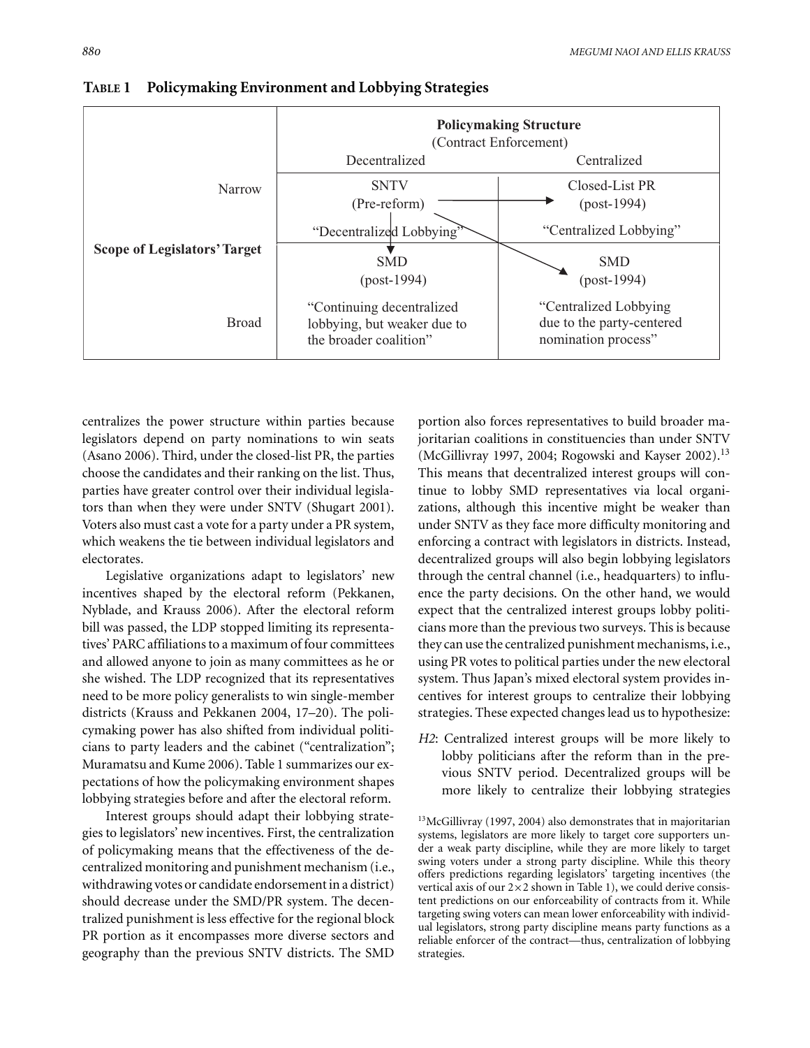**TABLE 1 Policymaking Environment and Lobbying Strategies**

| | | Policymaking Structure (Contract Enforcement) | |
|---|---|---|---|
| | | Decentralized | Centralized |
| Scope of Legislators' Target | Narrow | SNTV (Pre-reform) "Decentralized Lobbying" | Closed-List PR (post-1994) "Centralized Lobbying" |
| | Broad | SMD (post-1994) "Continuing decentralized lobbying, but weaker due to the broader coalition" | SMD (post-1994) "Centralized Lobbying due to the party-centered nomination process" |

centralizes the power structure within parties because legislators depend on party nominations to win seats (Asano 2006). Third, under the closed-list PR, the parties choose the candidates and their ranking on the list. Thus, parties have greater control over their individual legislators than when they were under SNTV (Shugart 2001). Voters also must cast a vote for a party under a PR system, which weakens the tie between individual legislators and electorates.

Legislative organizations adapt to legislators' new incentives shaped by the electoral reform (Pekkanen, Nyblade, and Krauss 2006). After the electoral reform bill was passed, the LDP stopped limiting its representatives' PARC affiliations to a maximum of four committees and allowed anyone to join as many committees as he or she wished. The LDP recognized that its representatives need to be more policy generalists to win single-member districts (Krauss and Pekkanen 2004, 17–20). The policymaking power has also shifted from individual politicians to party leaders and the cabinet ("centralization"; Muramatsu and Kume 2006). Table 1 summarizes our expectations of how the policymaking environment shapes lobbying strategies before and after the electoral reform.

Interest groups should adapt their lobbying strategies to legislators' new incentives. First, the centralization of policymaking means that the effectiveness of the decentralized monitoring and punishment mechanism (i.e., withdrawing votes or candidate endorsement in a district) should decrease under the SMD/PR system. The decentralized punishment is less effective for the regional block PR portion as it encompasses more diverse sectors and geography than the previous SNTV districts. The SMD portion also forces representatives to build broader majoritarian coalitions in constituencies than under SNTV (McGillivray 1997, 2004; Rogowski and Kayser 2002).[13] This means that decentralized interest groups will continue to lobby SMD representatives via local organizations, although this incentive might be weaker than under SNTV as they face more difficulty monitoring and enforcing a contract with legislators in districts. Instead, decentralized groups will also begin lobbying legislators through the central channel (i.e., headquarters) to influence the party decisions. On the other hand, we would expect that the centralized interest groups lobby politicians more than the previous two surveys. This is because they can use the centralized punishment mechanisms, i.e., using PR votes to political parties under the new electoral system. Thus Japan's mixed electoral system provides incentives for interest groups to centralize their lobbying strategies. These expected changes lead us to hypothesize:

*H2*: Centralized interest groups will be more likely to lobby politicians after the reform than in the previous SNTV period. Decentralized groups will be more likely to centralize their lobbying strategies

[13] McGillivray (1997, 2004) also demonstrates that in majoritarian systems, legislators are more likely to target core supporters under a weak party discipline, while they are more likely to target swing voters under a strong party discipline. While this theory offers predictions regarding legislators' targeting incentives (the vertical axis of our 2×2 shown in Table 1), we could derive consistent predictions on our enforceability of contracts from it. While targeting swing voters can mean lower enforceability with individual legislators, strong party discipline means party functions as a reliable enforcer of the contract—thus, centralization of lobbying strategies.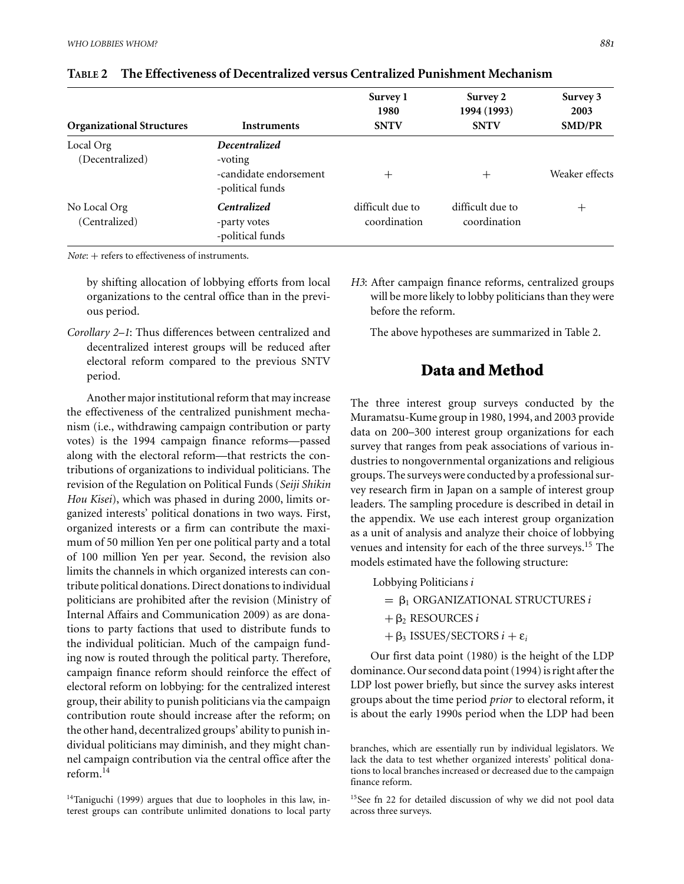**Table 2 The Effectiveness of Decentralized versus Centralized Punishment Mechanism**

| Organizational Structures | Instruments | Survey 1 1980 SNTV | Survey 2 1994 (1993) SNTV | Survey 3 2003 SMD/PR |
|---|---|---|---|---|
| Local Org (Decentralized) | ***Decentralized*** -voting -candidate endorsement -political funds | + | + | Weaker effects |
| No Local Org (Centralized) | ***Centralized*** -party votes -political funds | difficult due to coordination | difficult due to coordination | + |

*Note*: + refers to effectiveness of instruments.

by shifting allocation of lobbying efforts from local organizations to the central office than in the previous period.

*Corollary 2–1*: Thus differences between centralized and decentralized interest groups will be reduced after electoral reform compared to the previous SNTV period.

Another major institutional reform that may increase the effectiveness of the centralized punishment mechanism (i.e., withdrawing campaign contribution or party votes) is the 1994 campaign finance reforms—passed along with the electoral reform—that restricts the contributions of organizations to individual politicians. The revision of the Regulation on Political Funds (*Seiji Shikin Hou Kisei*), which was phased in during 2000, limits organized interests' political donations in two ways. First, organized interests or a firm can contribute the maximum of 50 million Yen per one political party and a total of 100 million Yen per year. Second, the revision also limits the channels in which organized interests can contribute political donations. Direct donations to individual politicians are prohibited after the revision (Ministry of Internal Affairs and Communication 2009) as are donations to party factions that used to distribute funds to the individual politician. Much of the campaign funding now is routed through the political party. Therefore, campaign finance reform should reinforce the effect of electoral reform on lobbying: for the centralized interest group, their ability to punish politicians via the campaign contribution route should increase after the reform; on the other hand, decentralized groups' ability to punish individual politicians may diminish, and they might channel campaign contribution via the central office after the reform.[14]

*H3*: After campaign finance reforms, centralized groups will be more likely to lobby politicians than they were before the reform.

The above hypotheses are summarized in Table 2.

## Data and Method

The three interest group surveys conducted by the Muramatsu-Kume group in 1980, 1994, and 2003 provide data on 200–300 interest group organizations for each survey that ranges from peak associations of various industries to nongovernmental organizations and religious groups. The surveys were conducted by a professional survey research firm in Japan on a sample of interest group leaders. The sampling procedure is described in detail in the appendix. We use each interest group organization as a unit of analysis and analyze their choice of lobbying venues and intensity for each of the three surveys.[15] The models estimated have the following structure:

$$
\begin{aligned}
\text{Lobbying Politicians } i &= \beta_1 \text{ ORGANIZATIONAL STRUCTURES } i \\
&+ \beta_2 \text{ RESOURCES } i \\
&+ \beta_3 \text{ ISSUES/SECTORS } i + \varepsilon_i
\end{aligned}
$$

Our first data point (1980) is the height of the LDP dominance. Our second data point (1994) is right after the LDP lost power briefly, but since the survey asks interest groups about the time period *prior* to electoral reform, it is about the early 1990s period when the LDP had been

[14]Taniguchi (1999) argues that due to loopholes in this law, interest groups can contribute unlimited donations to local party branches, which are essentially run by individual legislators. We lack the data to test whether organized interests' political donations to local branches increased or decreased due to the campaign finance reform.

[15]See fn 22 for detailed discussion of why we did not pool data across three surveys.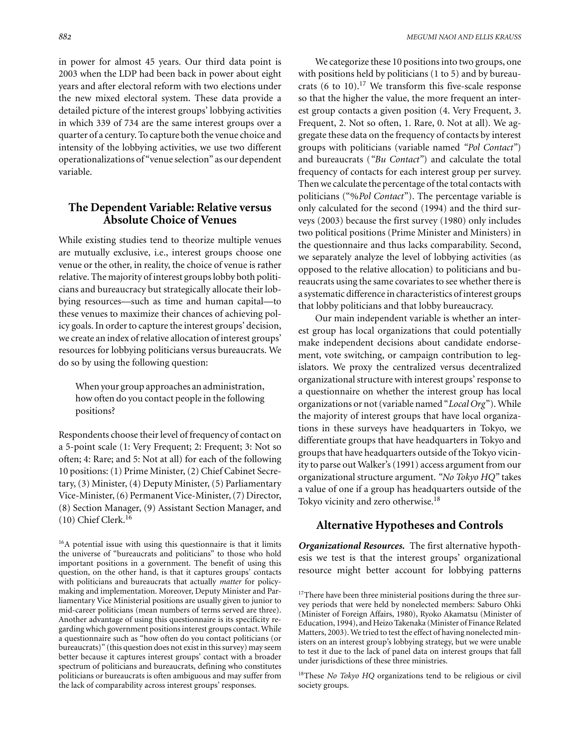in power for almost 45 years. Our third data point is 2003 when the LDP had been back in power about eight years and after electoral reform with two elections under the new mixed electoral system. These data provide a detailed picture of the interest groups' lobbying activities in which 339 of 734 are the same interest groups over a quarter of a century. To capture both the venue choice and intensity of the lobbying activities, we use two different operationalizations of "venue selection" as our dependent variable.

## The Dependent Variable: Relative versus Absolute Choice of Venues

While existing studies tend to theorize multiple venues are mutually exclusive, i.e., interest groups choose one venue or the other, in reality, the choice of venue is rather relative. The majority of interest groups lobby both politicians and bureaucracy but strategically allocate their lobbying resources—such as time and human capital—to these venues to maximize their chances of achieving policy goals. In order to capture the interest groups' decision, we create an index of relative allocation of interest groups' resources for lobbying politicians versus bureaucrats. We do so by using the following question:

> When your group approaches an administration, how often do you contact people in the following positions?

Respondents choose their level of frequency of contact on a 5-point scale (1: Very Frequent; 2: Frequent; 3: Not so often; 4: Rare; and 5: Not at all) for each of the following 10 positions: (1) Prime Minister, (2) Chief Cabinet Secretary, (3) Minister, (4) Deputy Minister, (5) Parliamentary Vice-Minister, (6) Permanent Vice-Minister, (7) Director, (8) Section Manager, (9) Assistant Section Manager, and (10) Chief Clerk.[16]

We categorize these 10 positions into two groups, one with positions held by politicians (1 to 5) and by bureaucrats (6 to 10).[17] We transform this five-scale response so that the higher the value, the more frequent an interest group contacts a given position (4. Very Frequent, 3. Frequent, 2. Not so often, 1. Rare, 0. Not at all). We aggregate these data on the frequency of contacts by interest groups with politicians (variable named *"Pol Contact"*) and bureaucrats (*"Bu Contact"*) and calculate the total frequency of contacts for each interest group per survey. Then we calculate the percentage of the total contacts with politicians ("%*Pol Contact*"). The percentage variable is only calculated for the second (1994) and the third surveys (2003) because the first survey (1980) only includes two political positions (Prime Minister and Ministers) in the questionnaire and thus lacks comparability. Second, we separately analyze the level of lobbying activities (as opposed to the relative allocation) to politicians and bureaucrats using the same covariates to see whether there is a systematic difference in characteristics of interest groups that lobby politicians and that lobby bureaucracy.

Our main independent variable is whether an interest group has local organizations that could potentially make independent decisions about candidate endorsement, vote switching, or campaign contribution to legislators. We proxy the centralized versus decentralized organizational structure with interest groups' response to a questionnaire on whether the interest group has local organizations or not (variable named "*Local Org*"). While the majority of interest groups that have local organizations in these surveys have headquarters in Tokyo, we differentiate groups that have headquarters in Tokyo and groups that have headquarters outside of the Tokyo vicinity to parse out Walker's (1991) access argument from our organizational structure argument. *"No Tokyo HQ"* takes a value of one if a group has headquarters outside of the Tokyo vicinity and zero otherwise.[18]

## Alternative Hypotheses and Controls

***Organizational Resources.*** The first alternative hypothesis we test is that the interest groups' organizational resource might better account for lobbying patterns

[16]A potential issue with using this questionnaire is that it limits the universe of "bureaucrats and politicians" to those who hold important positions in a government. The benefit of using this question, on the other hand, is that it captures groups' contacts with politicians and bureaucrats that actually *matter* for policy-making and implementation. Moreover, Deputy Minister and Parliamentary Vice Ministerial positions are usually given to junior to mid-career politicians (mean numbers of terms served are three). Another advantage of using this questionnaire is its specificity regarding which government positions interest groups contact. While a questionnaire such as "how often do you contact politicians (or bureaucrats)" (this question does not exist in this survey) may seem better because it captures interest groups' contact with a broader spectrum of politicians and bureaucrats, defining who constitutes politicians or bureaucrats is often ambiguous and may suffer from the lack of comparability across interest groups' responses.

[17]There have been three ministerial positions during the three survey periods that were held by nonelected members: Saburo Ohki (Minister of Foreign Affairs, 1980), Ryoko Akamatsu (Minister of Education, 1994), and Heizo Takenaka (Minister of Finance Related Matters, 2003). We tried to test the effect of having nonelected ministers on an interest group's lobbying strategy, but we were unable to test it due to the lack of panel data on interest groups that fall under jurisdictions of these three ministries.

[18]These *No Tokyo HQ* organizations tend to be religious or civil society groups.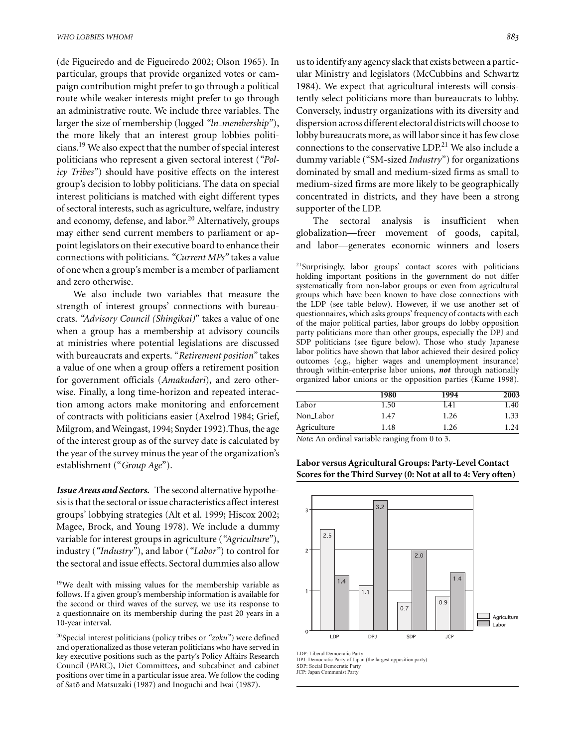(de Figueiredo and de Figueiredo 2002; Olson 1965). In particular, groups that provide organized votes or campaign contribution might prefer to go through a political route while weaker interests might prefer to go through an administrative route. We include three variables. The larger the size of membership (logged "*ln_membership*"), the more likely that an interest group lobbies politicians.[19] We also expect that the number of special interest politicians who represent a given sectoral interest ("*Policy Tribes*") should have positive effects on the interest group's decision to lobby politicians. The data on special interest politicians is matched with eight different types of sectoral interests, such as agriculture, welfare, industry and economy, defense, and labor.[20] Alternatively, groups may either send current members to parliament or appoint legislators on their executive board to enhance their connections with politicians. "*Current MPs*" takes a value of one when a group's member is a member of parliament and zero otherwise.

We also include two variables that measure the strength of interest groups' connections with bureaucrats. "*Advisory Council (Shingikai)*" takes a value of one when a group has a membership at advisory councils at ministries where potential legislations are discussed with bureaucrats and experts. "*Retirement position*" takes a value of one when a group offers a retirement position for government officials (*Amakudari*), and zero otherwise. Finally, a long time-horizon and repeated interaction among actors make monitoring and enforcement of contracts with politicians easier (Axelrod 1984; Grief, Milgrom, and Weingast, 1994; Snyder 1992).Thus, the age of the interest group as of the survey date is calculated by the year of the survey minus the year of the organization's establishment ("*Group Age*").

***Issue Areas and Sectors.*** The second alternative hypothesis is that the sectoral or issue characteristics affect interest groups' lobbying strategies (Alt et al. 1999; Hiscox 2002; Magee, Brock, and Young 1978). We include a dummy variable for interest groups in agriculture ("*Agriculture*"), industry ("*Industry*"), and labor ("*Labor*") to control for the sectoral and issue effects. Sectoral dummies also allow us to identify any agency slack that exists between a particular Ministry and legislators (McCubbins and Schwartz 1984). We expect that agricultural interests will consistently select politicians more than bureaucrats to lobby. Conversely, industry organizations with its diversity and dispersion across different electoral districts will choose to lobby bureaucrats more, as will labor since it has few close connections to the conservative LDP.[21] We also include a dummy variable ("SM-sized *Industry*") for organizations dominated by small and medium-sized firms as small to medium-sized firms are more likely to be geographically concentrated in districts, and they have been a strong supporter of the LDP.

The sectoral analysis is insufficient when globalization—freer movement of goods, capital, and labor—generates economic winners and losers

[19]We dealt with missing values for the membership variable as follows. If a given group's membership information is available for the second or third waves of the survey, we use its response to a questionnaire on its membership during the past 20 years in a 10-year interval.

[20]Special interest politicians (policy tribes or "*zoku*") were defined and operationalized as those veteran politicians who have served in key executive positions such as the party's Policy Affairs Research Council (PARC), Diet Committees, and subcabinet and cabinet positions over time in a particular issue area. We follow the coding of Satō and Matsuzaki (1987) and Inoguchi and Iwai (1987).

[21]Surprisingly, labor groups' contact scores with politicians holding important positions in the government do not differ systematically from non-labor groups or even from agricultural groups which have been known to have close connections with the LDP (see table below). However, if we use another set of questionnaires, which asks groups' frequency of contacts with each of the major political parties, labor groups do lobby opposition party politicians more than other groups, especially the DPJ and SDP politicians (see figure below). Those who study Japanese labor politics have shown that labor achieved their desired policy outcomes (e.g., higher wages and unemployment insurance) through within-enterprise labor unions, ***not*** through nationally organized labor unions or the opposition parties (Kume 1998).

| | 1980 | 1994 | 2003 |
|---|---|---|---|
| Labor | 1.50 | 1.41 | 1.40 |
| Non_Labor | 1.47 | 1.26 | 1.33 |
| Agriculture | 1.48 | 1.26 | 1.24 |

*Note*: An ordinal variable ranging from 0 to 3.

**Labor versus Agricultural Groups: Party-Level Contact Scores for the Third Survey (0: Not at all to 4: Very often)**

| | Agriculture | Labor |
|---|---|---|
| LDP | 2.5 | 1.4 |
| DPJ | 1.1 | 3.2 |
| SDP | 0.7 | 2.0 |
| JCP | 0.9 | 1.4 |

LDP: Liberal Democratic Party
DPJ: Democratic Party of Japan (the largest opposition party)
SDP: Social Democratic Party
JCP: Japan Communist Party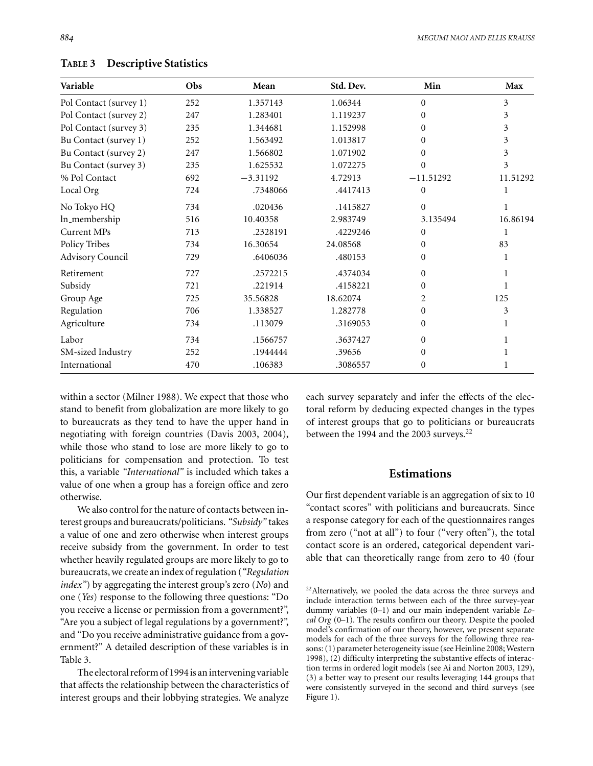**Table 3 Descriptive Statistics**

| Variable | Obs | Mean | Std. Dev. | Min | Max |
|---|---|---|---|---|---|
| Pol Contact (survey 1) | 252 | 1.357143 | 1.06344 | 0 | 3 |
| Pol Contact (survey 2) | 247 | 1.283401 | 1.119237 | 0 | 3 |
| Pol Contact (survey 3) | 235 | 1.344681 | 1.152998 | 0 | 3 |
| Bu Contact (survey 1) | 252 | 1.563492 | 1.013817 | 0 | 3 |
| Bu Contact (survey 2) | 247 | 1.566802 | 1.071902 | 0 | 3 |
| Bu Contact (survey 3) | 235 | 1.625532 | 1.072275 | 0 | 3 |
| % Pol Contact | 692 | −3.31192 | 4.72913 | −11.51292 | 11.51292 |
| Local Org | 724 | .7348066 | .4417413 | 0 | 1 |
| No Tokyo HQ | 734 | .020436 | .1415827 | 0 | 1 |
| ln_membership | 516 | 10.40358 | 2.983749 | 3.135494 | 16.86194 |
| Current MPs | 713 | .2328191 | .4229246 | 0 | 1 |
| Policy Tribes | 734 | 16.30654 | 24.08568 | 0 | 83 |
| Advisory Council | 729 | .6406036 | .480153 | 0 | 1 |
| Retirement | 727 | .2572215 | .4374034 | 0 | 1 |
| Subsidy | 721 | .221914 | .4158221 | 0 | 1 |
| Group Age | 725 | 35.56828 | 18.62074 | 2 | 125 |
| Regulation | 706 | 1.338527 | 1.282778 | 0 | 3 |
| Agriculture | 734 | .113079 | .3169053 | 0 | 1 |
| Labor | 734 | .1566757 | .3637427 | 0 | 1 |
| SM-sized Industry | 252 | .1944444 | .39656 | 0 | 1 |
| International | 470 | .106383 | .3086557 | 0 | 1 |

within a sector (Milner 1988). We expect that those who stand to benefit from globalization are more likely to go to bureaucrats as they tend to have the upper hand in negotiating with foreign countries (Davis 2003, 2004), while those who stand to lose are more likely to go to politicians for compensation and protection. To test this, a variable *"International"* is included which takes a value of one when a group has a foreign office and zero otherwise.

We also control for the nature of contacts between interest groups and bureaucrats/politicians. *"Subsidy"* takes a value of one and zero otherwise when interest groups receive subsidy from the government. In order to test whether heavily regulated groups are more likely to go to bureaucrats, we create an index of regulation (*"Regulation index"*) by aggregating the interest group's zero (*No*) and one (*Yes*) response to the following three questions: "Do you receive a license or permission from a government?", "Are you a subject of legal regulations by a government?", and "Do you receive administrative guidance from a government?" A detailed description of these variables is in Table 3.

The electoral reform of 1994 is an intervening variable that affects the relationship between the characteristics of interest groups and their lobbying strategies. We analyze each survey separately and infer the effects of the electoral reform by deducing expected changes in the types of interest groups that go to politicians or bureaucrats between the 1994 and the 2003 surveys.[22]

## Estimations

Our first dependent variable is an aggregation of six to 10 "contact scores" with politicians and bureaucrats. Since a response category for each of the questionnaires ranges from zero ("not at all") to four ("very often"), the total contact score is an ordered, categorical dependent variable that can theoretically range from zero to 40 (four

[22]Alternatively, we pooled the data across the three surveys and include interaction terms between each of the three survey-year dummy variables (0–1) and our main independent variable *Local Org* (0–1). The results confirm our theory. Despite the pooled model's confirmation of our theory, however, we present separate models for each of the three surveys for the following three reasons: (1) parameter heterogeneity issue (see Heinline 2008; Western 1998), (2) difficulty interpreting the substantive effects of interaction terms in ordered logit models (see Ai and Norton 2003, 129), (3) a better way to present our results leveraging 144 groups that were consistently surveyed in the second and third surveys (see Figure 1).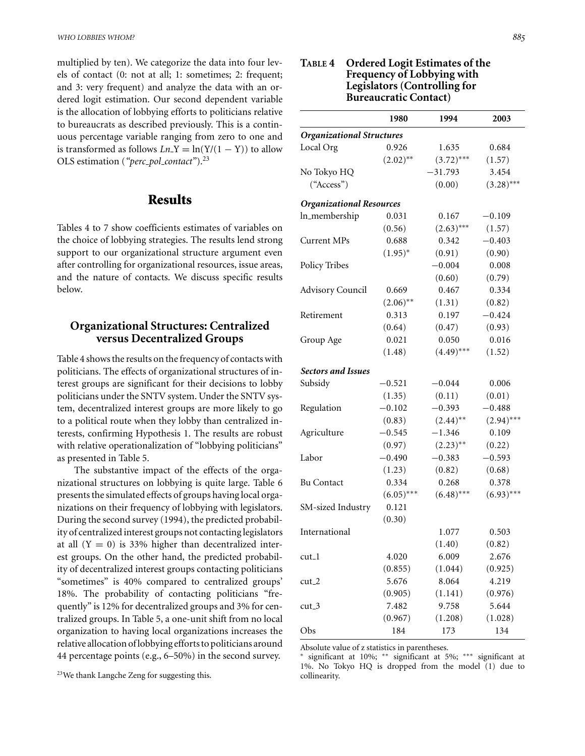multiplied by ten). We categorize the data into four levels of contact (0: not at all; 1: sometimes; 2: frequent; and 3: very frequent) and analyze the data with an ordered logit estimation. Our second dependent variable is the allocation of lobbying efforts to politicians relative to bureaucrats as described previously. This is a continuous percentage variable ranging from zero to one and is transformed as follows $Ln\_Y = \ln(Y/(1 - Y))$ to allow OLS estimation (*"perc_pol_contact"*).[23]

## Results

Tables 4 to 7 show coefficients estimates of variables on the choice of lobbying strategies. The results lend strong support to our organizational structure argument even after controlling for organizational resources, issue areas, and the nature of contacts. We discuss specific results below.

### Organizational Structures: Centralized versus Decentralized Groups

Table 4 shows the results on the frequency of contacts with politicians. The effects of organizational structures of interest groups are significant for their decisions to lobby politicians under the SNTV system. Under the SNTV system, decentralized interest groups are more likely to go to a political route when they lobby than centralized interests, confirming Hypothesis 1. The results are robust with relative operationalization of "lobbying politicians" as presented in Table 5.

The substantive impact of the effects of the organizational structures on lobbying is quite large. Table 6 presents the simulated effects of groups having local organizations on their frequency of lobbying with legislators. During the second survey (1994), the predicted probability of centralized interest groups not contacting legislators at all ($Y = 0$) is 33% higher than decentralized interest groups. On the other hand, the predicted probability of decentralized interest groups contacting politicians "sometimes" is 40% compared to centralized groups' 18%. The probability of contacting politicians "frequently" is 12% for decentralized groups and 3% for centralized groups. In Table 5, a one-unit shift from no local organization to having local organizations increases the relative allocation of lobbying efforts to politicians around 44 percentage points (e.g., 6–50%) in the second survey.

[23] We thank Langche Zeng for suggesting this.

**Table 4 Ordered Logit Estimates of the Frequency of Lobbying with Legislators (Controlling for Bureaucratic Contact)**

| | 1980 | 1994 | 2003 |
|---|---|---|---|
| ***Organizational Structures*** | | | |
| Local Org | 0.926 | 1.635 | 0.684 |
| | (2.02)** | (3.72)*** | (1.57) |
| No Tokyo HQ | | −31.793 | 3.454 |
| ("Access") | | (0.00) | (3.28)*** |
| ***Organizational Resources*** | | | |
| ln_membership | 0.031 | 0.167 | −0.109 |
| | (0.56) | (2.63)*** | (1.57) |
| Current MPs | 0.688 | 0.342 | −0.403 |
| | (1.95)* | (0.91) | (0.90) |
| Policy Tribes | | −0.004 | 0.008 |
| | | (0.60) | (0.79) |
| Advisory Council | 0.669 | 0.467 | 0.334 |
| | (2.06)** | (1.31) | (0.82) |
| Retirement | 0.313 | 0.197 | −0.424 |
| | (0.64) | (0.47) | (0.93) |
| Group Age | 0.021 | 0.050 | 0.016 |
| | (1.48) | (4.49)*** | (1.52) |
| ***Sectors and Issues*** | | | |
| Subsidy | −0.521 | −0.044 | 0.006 |
| | (1.35) | (0.11) | (0.01) |
| Regulation | −0.102 | −0.393 | −0.488 |
| | (0.83) | (2.44)** | (2.94)*** |
| Agriculture | −0.545 | −1.346 | 0.109 |
| | (0.97) | (2.23)** | (0.22) |
| Labor | −0.490 | −0.383 | −0.593 |
| | (1.23) | (0.82) | (0.68) |
| Bu Contact | 0.334 | 0.268 | 0.378 |
| | (6.05)*** | (6.48)*** | (6.93)*** |
| SM-sized Industry | 0.121 | | |
| | (0.30) | | |
| International | | 1.077 | 0.503 |
| | | (1.40) | (0.82) |
| cut_1 | 4.020 | 6.009 | 2.676 |
| | (0.855) | (1.044) | (0.925) |
| cut_2 | 5.676 | 8.064 | 4.219 |
| | (0.905) | (1.141) | (0.976) |
| cut_3 | 7.482 | 9.758 | 5.644 |
| | (0.967) | (1.208) | (1.028) |
| Obs | 184 | 173 | 134 |

Absolute value of z statistics in parentheses.
* significant at 10%; ** significant at 5%; *** significant at 1%. No Tokyo HQ is dropped from the model (1) due to collinearity.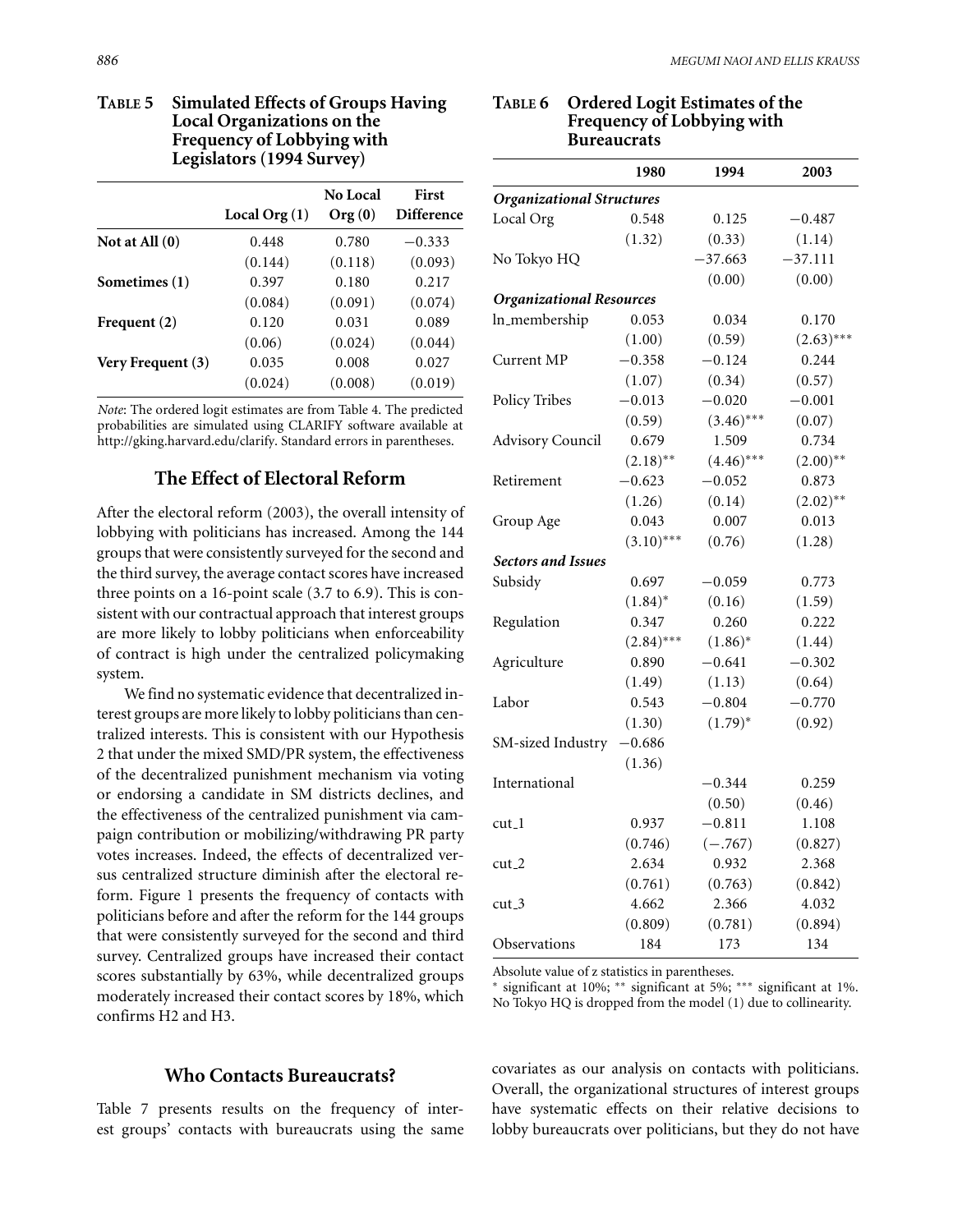**Table 5 Simulated Effects of Groups Having Local Organizations on the Frequency of Lobbying with Legislators (1994 Survey)**

| | Local Org (1) | No Local Org (0) | First Difference |
|---|---|---|---|
| **Not at All (0)** | 0.448 | 0.780 | −0.333 |
| | (0.144) | (0.118) | (0.093) |
| **Sometimes (1)** | 0.397 | 0.180 | 0.217 |
| | (0.084) | (0.091) | (0.074) |
| **Frequent (2)** | 0.120 | 0.031 | 0.089 |
| | (0.06) | (0.024) | (0.044) |
| **Very Frequent (3)** | 0.035 | 0.008 | 0.027 |
| | (0.024) | (0.008) | (0.019) |

*Note*: The ordered logit estimates are from Table 4. The predicted probabilities are simulated using CLARIFY software available at http://gking.harvard.edu/clarify. Standard errors in parentheses.

## The Effect of Electoral Reform

After the electoral reform (2003), the overall intensity of lobbying with politicians has increased. Among the 144 groups that were consistently surveyed for the second and the third survey, the average contact scores have increased three points on a 16-point scale (3.7 to 6.9). This is consistent with our contractual approach that interest groups are more likely to lobby politicians when enforceability of contract is high under the centralized policymaking system.

We find no systematic evidence that decentralized interest groups are more likely to lobby politicians than centralized interests. This is consistent with our Hypothesis 2 that under the mixed SMD/PR system, the effectiveness of the decentralized punishment mechanism via voting or endorsing a candidate in SM districts declines, and the effectiveness of the centralized punishment via campaign contribution or mobilizing/withdrawing PR party votes increases. Indeed, the effects of decentralized versus centralized structure diminish after the electoral reform. Figure 1 presents the frequency of contacts with politicians before and after the reform for the 144 groups that were consistently surveyed for the second and third survey. Centralized groups have increased their contact scores substantially by 63%, while decentralized groups moderately increased their contact scores by 18%, which confirms H2 and H3.

**Table 6 Ordered Logit Estimates of the Frequency of Lobbying with Bureaucrats**

| | 1980 | 1994 | 2003 |
|---|---|---|---|
| ***Organizational Structures*** | | | |
| Local Org | 0.548 | 0.125 | −0.487 |
| | (1.32) | (0.33) | (1.14) |
| No Tokyo HQ | | −37.663 | −37.111 |
| | | (0.00) | (0.00) |
| ***Organizational Resources*** | | | |
| ln_membership | 0.053 | 0.034 | 0.170 |
| | (1.00) | (0.59) | (2.63)*** |
| Current MP | −0.358 | −0.124 | 0.244 |
| | (1.07) | (0.34) | (0.57) |
| Policy Tribes | −0.013 | −0.020 | −0.001 |
| | (0.59) | (3.46)*** | (0.07) |
| Advisory Council | 0.679 | 1.509 | 0.734 |
| | (2.18)** | (4.46)*** | (2.00)** |
| Retirement | −0.623 | −0.052 | 0.873 |
| | (1.26) | (0.14) | (2.02)** |
| Group Age | 0.043 | 0.007 | 0.013 |
| | (3.10)*** | (0.76) | (1.28) |
| ***Sectors and Issues*** | | | |
| Subsidy | 0.697 | −0.059 | 0.773 |
| | (1.84)* | (0.16) | (1.59) |
| Regulation | 0.347 | 0.260 | 0.222 |
| | (2.84)*** | (1.86)* | (1.44) |
| Agriculture | 0.890 | −0.641 | −0.302 |
| | (1.49) | (1.13) | (0.64) |
| Labor | 0.543 | −0.804 | −0.770 |
| | (1.30) | (1.79)* | (0.92) |
| SM-sized Industry | −0.686 | | |
| | (1.36) | | |
| International | | −0.344 | 0.259 |
| | | (0.50) | (0.46) |
| cut_1 | 0.937 | −0.811 | 1.108 |
| | (0.746) | (−.767) | (0.827) |
| cut_2 | 2.634 | 0.932 | 2.368 |
| | (0.761) | (0.763) | (0.842) |
| cut_3 | 4.662 | 2.366 | 4.032 |
| | (0.809) | (0.781) | (0.894) |
| Observations | 184 | 173 | 134 |

Absolute value of z statistics in parentheses.
\* significant at 10%; \*\* significant at 5%; \*\*\* significant at 1%.
No Tokyo HQ is dropped from the model (1) due to collinearity.

## Who Contacts Bureaucrats?

Table 7 presents results on the frequency of interest groups' contacts with bureaucrats using the same covariates as our analysis on contacts with politicians. Overall, the organizational structures of interest groups have systematic effects on their relative decisions to lobby bureaucrats over politicians, but they do not have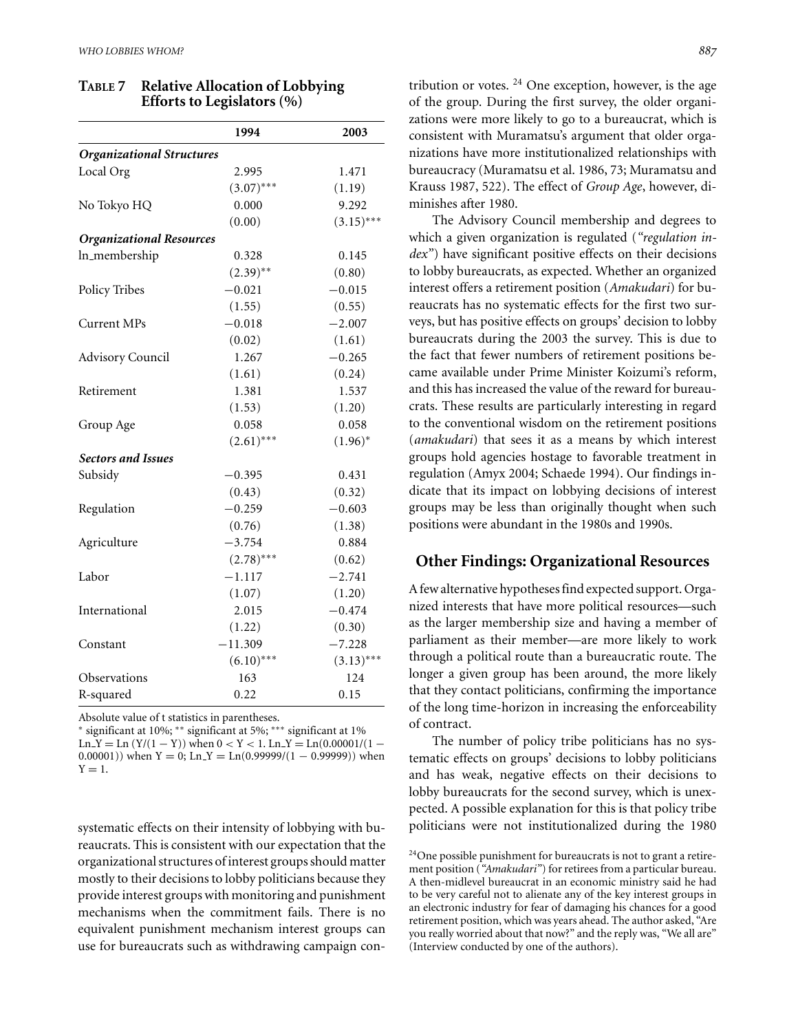**TABLE 7 Relative Allocation of Lobbying Efforts to Legislators (%)**

| | 1994 | 2003 |
|---|---|---|
| ***Organizational Structures*** | | |
| Local Org | 2.995 | 1.471 |
| | (3.07)*** | (1.19) |
| No Tokyo HQ | 0.000 | 9.292 |
| | (0.00) | (3.15)*** |
| ***Organizational Resources*** | | |
| ln_membership | 0.328 | 0.145 |
| | (2.39)** | (0.80) |
| Policy Tribes | −0.021 | −0.015 |
| | (1.55) | (0.55) |
| Current MPs | −0.018 | −2.007 |
| | (0.02) | (1.61) |
| Advisory Council | 1.267 | −0.265 |
| | (1.61) | (0.24) |
| Retirement | 1.381 | 1.537 |
| | (1.53) | (1.20) |
| Group Age | 0.058 | 0.058 |
| | (2.61)*** | (1.96)* |
| ***Sectors and Issues*** | | |
| Subsidy | −0.395 | 0.431 |
| | (0.43) | (0.32) |
| Regulation | −0.259 | −0.603 |
| | (0.76) | (1.38) |
| Agriculture | −3.754 | 0.884 |
| | (2.78)*** | (0.62) |
| Labor | −1.117 | −2.741 |
| | (1.07) | (1.20) |
| International | 2.015 | −0.474 |
| | (1.22) | (0.30) |
| Constant | −11.309 | −7.228 |
| | (6.10)*** | (3.13)*** |
| Observations | 163 | 124 |
| R-squared | 0.22 | 0.15 |

Absolute value of t statistics in parentheses.
* significant at 10%; ** significant at 5%; *** significant at 1%
Ln_Y = Ln (Y/(1 − Y)) when 0 < Y < 1. Ln_Y = Ln(0.00001/(1 − 0.00001)) when Y = 0; Ln_Y = Ln(0.99999/(1 − 0.99999)) when Y = 1.

systematic effects on their intensity of lobbying with bureaucrats. This is consistent with our expectation that the organizational structures of interest groups should matter mostly to their decisions to lobby politicians because they provide interest groups with monitoring and punishment mechanisms when the commitment fails. There is no equivalent punishment mechanism interest groups can use for bureaucrats such as withdrawing campaign contribution or votes.[24] One exception, however, is the age of the group. During the first survey, the older organizations were more likely to go to a bureaucrat, which is consistent with Muramatsu's argument that older organizations have more institutionalized relationships with bureaucracy (Muramatsu et al. 1986, 73; Muramatsu and Krauss 1987, 522). The effect of *Group Age*, however, diminishes after 1980.

The Advisory Council membership and degrees to which a given organization is regulated (*"regulation index"*) have significant positive effects on their decisions to lobby bureaucrats, as expected. Whether an organized interest offers a retirement position (*Amakudari*) for bureaucrats has no systematic effects for the first two surveys, but has positive effects on groups' decision to lobby bureaucrats during the 2003 the survey. This is due to the fact that fewer numbers of retirement positions became available under Prime Minister Koizumi's reform, and this has increased the value of the reward for bureaucrats. These results are particularly interesting in regard to the conventional wisdom on the retirement positions (*amakudari*) that sees it as a means by which interest groups hold agencies hostage to favorable treatment in regulation (Amyx 2004; Schaede 1994). Our findings indicate that its impact on lobbying decisions of interest groups may be less than originally thought when such positions were abundant in the 1980s and 1990s.

## Other Findings: Organizational Resources

A few alternative hypotheses find expected support. Organized interests that have more political resources—such as the larger membership size and having a member of parliament as their member—are more likely to work through a political route than a bureaucratic route. The longer a given group has been around, the more likely that they contact politicians, confirming the importance of the long time-horizon in increasing the enforceability of contract.

The number of policy tribe politicians has no systematic effects on groups' decisions to lobby politicians and has weak, negative effects on their decisions to lobby bureaucrats for the second survey, which is unexpected. A possible explanation for this is that policy tribe politicians were not institutionalized during the 1980

[24]One possible punishment for bureaucrats is not to grant a retirement position (*"Amakudari"*) for retirees from a particular bureau. A then-midlevel bureaucrat in an economic ministry said he had to be very careful not to alienate any of the key interest groups in an electronic industry for fear of damaging his chances for a good retirement position, which was years ahead. The author asked, "Are you really worried about that now?" and the reply was, "We all are" (Interview conducted by one of the authors).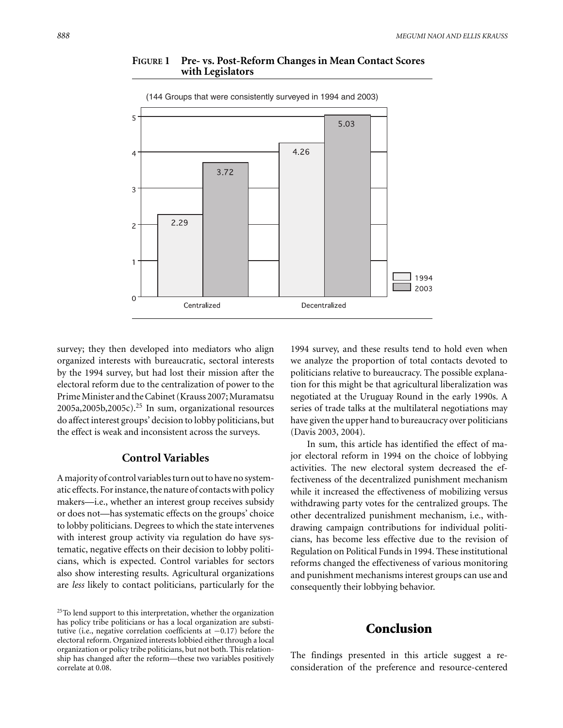**FIGURE 1 Pre- vs. Post-Reform Changes in Mean Contact Scores with Legislators**

(144 Groups that were consistently surveyed in 1994 and 2003)

| | 1994 | 2003 |
|---|---|---|
| Centralized | 2.29 | 3.72 |
| Decentralized | 4.26 | 5.03 |

survey; they then developed into mediators who align organized interests with bureaucratic, sectoral interests by the 1994 survey, but had lost their mission after the electoral reform due to the centralization of power to the Prime Minister and the Cabinet (Krauss 2007; Muramatsu 2005a,2005b,2005c).[25] In sum, organizational resources do affect interest groups' decision to lobby politicians, but the effect is weak and inconsistent across the surveys.

### Control Variables

A majority of control variables turn out to have no systematic effects. For instance, the nature of contacts with policy makers—i.e., whether an interest group receives subsidy or does not—has systematic effects on the groups' choice to lobby politicians. Degrees to which the state intervenes with interest group activity via regulation do have systematic, negative effects on their decision to lobby politicians, which is expected. Control variables for sectors also show interesting results. Agricultural organizations are *less* likely to contact politicians, particularly for the 1994 survey, and these results tend to hold even when we analyze the proportion of total contacts devoted to politicians relative to bureaucracy. The possible explanation for this might be that agricultural liberalization was negotiated at the Uruguay Round in the early 1990s. A series of trade talks at the multilateral negotiations may have given the upper hand to bureaucracy over politicians (Davis 2003, 2004).

In sum, this article has identified the effect of major electoral reform in 1994 on the choice of lobbying activities. The new electoral system decreased the effectiveness of the decentralized punishment mechanism while it increased the effectiveness of mobilizing versus withdrawing party votes for the centralized groups. The other decentralized punishment mechanism, i.e., withdrawing campaign contributions for individual politicians, has become less effective due to the revision of Regulation on Political Funds in 1994. These institutional reforms changed the effectiveness of various monitoring and punishment mechanisms interest groups can use and consequently their lobbying behavior.

## Conclusion

The findings presented in this article suggest a reconsideration of the preference and resource-centered

[25] To lend support to this interpretation, whether the organization has policy tribe politicians or has a local organization are substitutive (i.e., negative correlation coefficients at −0.17) before the electoral reform. Organized interests lobbied either through a local organization or policy tribe politicians, but not both. This relationship has changed after the reform—these two variables positively correlate at 0.08.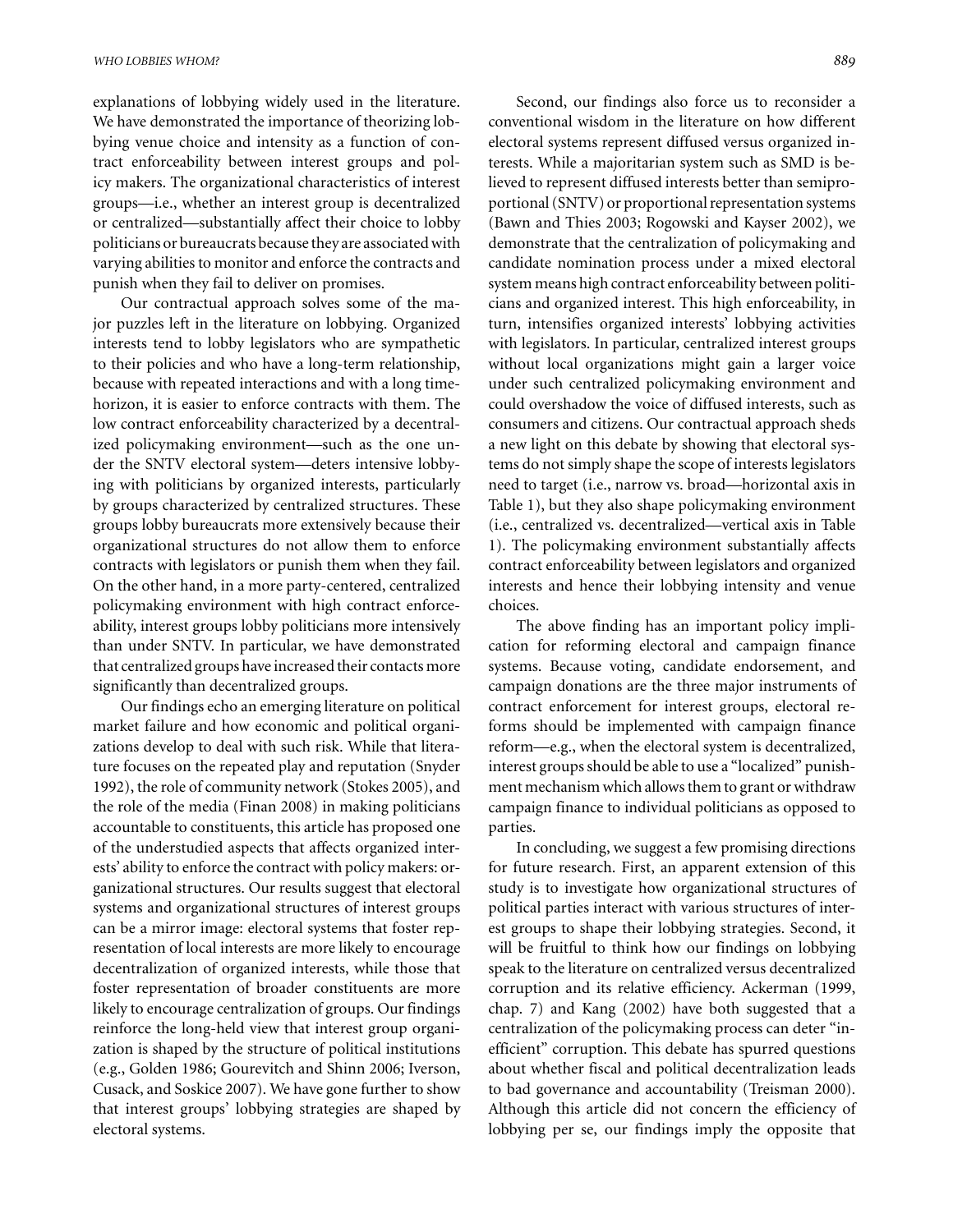explanations of lobbying widely used in the literature. We have demonstrated the importance of theorizing lobbying venue choice and intensity as a function of contract enforceability between interest groups and policy makers. The organizational characteristics of interest groups—i.e., whether an interest group is decentralized or centralized—substantially affect their choice to lobby politicians or bureaucrats because they are associated with varying abilities to monitor and enforce the contracts and punish when they fail to deliver on promises.

Our contractual approach solves some of the major puzzles left in the literature on lobbying. Organized interests tend to lobby legislators who are sympathetic to their policies and who have a long-term relationship, because with repeated interactions and with a long time-horizon, it is easier to enforce contracts with them. The low contract enforceability characterized by a decentralized policymaking environment—such as the one under the SNTV electoral system—deters intensive lobbying with politicians by organized interests, particularly by groups characterized by centralized structures. These groups lobby bureaucrats more extensively because their organizational structures do not allow them to enforce contracts with legislators or punish them when they fail. On the other hand, in a more party-centered, centralized policymaking environment with high contract enforceability, interest groups lobby politicians more intensively than under SNTV. In particular, we have demonstrated that centralized groups have increased their contacts more significantly than decentralized groups.

Our findings echo an emerging literature on political market failure and how economic and political organizations develop to deal with such risk. While that literature focuses on the repeated play and reputation (Snyder 1992), the role of community network (Stokes 2005), and the role of the media (Finan 2008) in making politicians accountable to constituents, this article has proposed one of the understudied aspects that affects organized interests' ability to enforce the contract with policy makers: organizational structures. Our results suggest that electoral systems and organizational structures of interest groups can be a mirror image: electoral systems that foster representation of local interests are more likely to encourage decentralization of organized interests, while those that foster representation of broader constituents are more likely to encourage centralization of groups. Our findings reinforce the long-held view that interest group organization is shaped by the structure of political institutions (e.g., Golden 1986; Gourevitch and Shinn 2006; Iverson, Cusack, and Soskice 2007). We have gone further to show that interest groups' lobbying strategies are shaped by electoral systems.

Second, our findings also force us to reconsider a conventional wisdom in the literature on how different electoral systems represent diffused versus organized interests. While a majoritarian system such as SMD is believed to represent diffused interests better than semiproportional (SNTV) or proportional representation systems (Bawn and Thies 2003; Rogowski and Kayser 2002), we demonstrate that the centralization of policymaking and candidate nomination process under a mixed electoral system means high contract enforceability between politicians and organized interest. This high enforceability, in turn, intensifies organized interests' lobbying activities with legislators. In particular, centralized interest groups without local organizations might gain a larger voice under such centralized policymaking environment and could overshadow the voice of diffused interests, such as consumers and citizens. Our contractual approach sheds a new light on this debate by showing that electoral systems do not simply shape the scope of interests legislators need to target (i.e., narrow vs. broad—horizontal axis in Table 1), but they also shape policymaking environment (i.e., centralized vs. decentralized—vertical axis in Table 1). The policymaking environment substantially affects contract enforceability between legislators and organized interests and hence their lobbying intensity and venue choices.

The above finding has an important policy implication for reforming electoral and campaign finance systems. Because voting, candidate endorsement, and campaign donations are the three major instruments of contract enforcement for interest groups, electoral reforms should be implemented with campaign finance reform—e.g., when the electoral system is decentralized, interest groups should be able to use a "localized" punishment mechanism which allows them to grant or withdraw campaign finance to individual politicians as opposed to parties.

In concluding, we suggest a few promising directions for future research. First, an apparent extension of this study is to investigate how organizational structures of political parties interact with various structures of interest groups to shape their lobbying strategies. Second, it will be fruitful to think how our findings on lobbying speak to the literature on centralized versus decentralized corruption and its relative efficiency. Ackerman (1999, chap. 7) and Kang (2002) have both suggested that a centralization of the policymaking process can deter "inefficient" corruption. This debate has spurred questions about whether fiscal and political decentralization leads to bad governance and accountability (Treisman 2000). Although this article did not concern the efficiency of lobbying per se, our findings imply the opposite that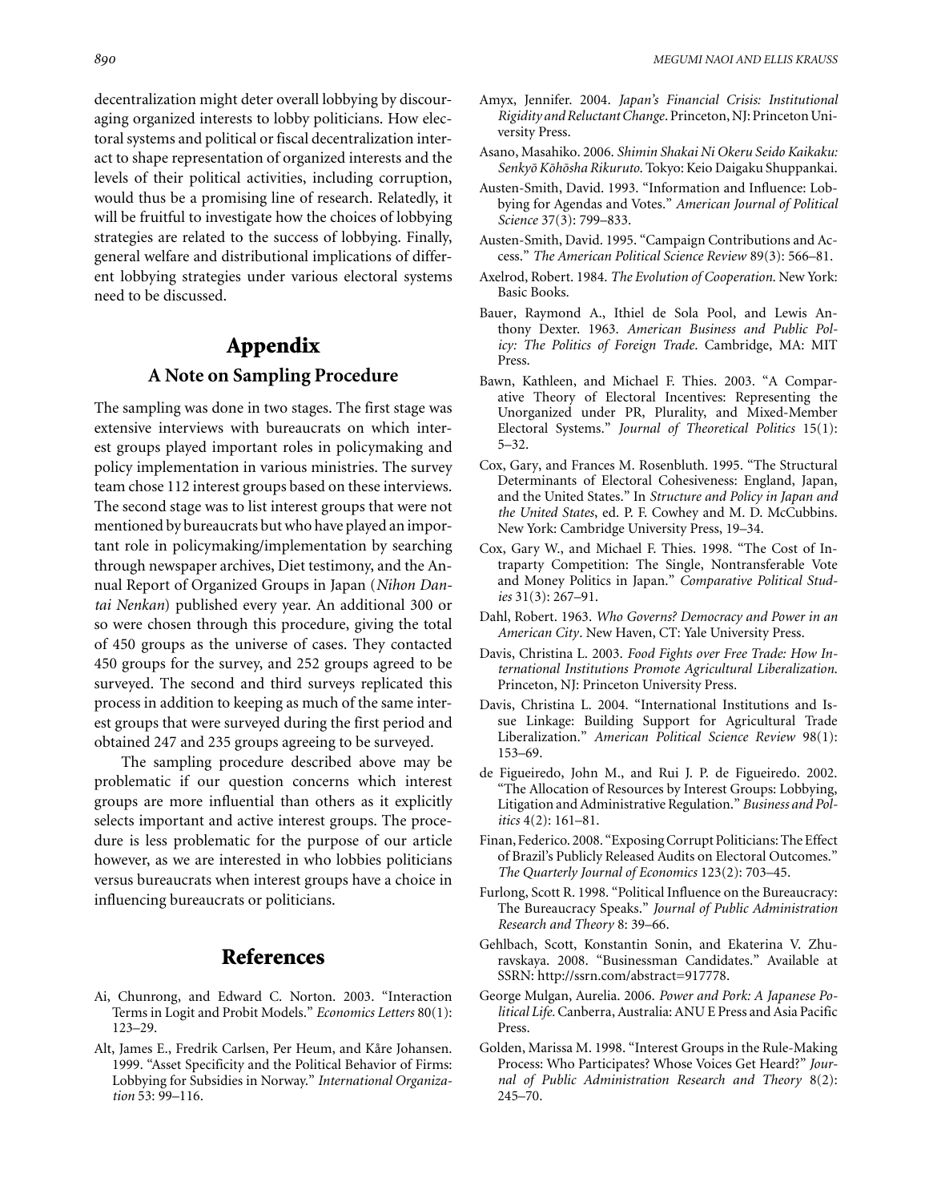decentralization might deter overall lobbying by discouraging organized interests to lobby politicians. How electoral systems and political or fiscal decentralization interact to shape representation of organized interests and the levels of their political activities, including corruption, would thus be a promising line of research. Relatedly, it will be fruitful to investigate how the choices of lobbying strategies are related to the success of lobbying. Finally, general welfare and distributional implications of different lobbying strategies under various electoral systems need to be discussed.

# Appendix

## A Note on Sampling Procedure

The sampling was done in two stages. The first stage was extensive interviews with bureaucrats on which interest groups played important roles in policymaking and policy implementation in various ministries. The survey team chose 112 interest groups based on these interviews. The second stage was to list interest groups that were not mentioned by bureaucrats but who have played an important role in policymaking/implementation by searching through newspaper archives, Diet testimony, and the Annual Report of Organized Groups in Japan (*Nihon Dantai Nenkan*) published every year. An additional 300 or so were chosen through this procedure, giving the total of 450 groups as the universe of cases. They contacted 450 groups for the survey, and 252 groups agreed to be surveyed. The second and third surveys replicated this process in addition to keeping as much of the same interest groups that were surveyed during the first period and obtained 247 and 235 groups agreeing to be surveyed.

The sampling procedure described above may be problematic if our question concerns which interest groups are more influential than others as it explicitly selects important and active interest groups. The procedure is less problematic for the purpose of our article however, as we are interested in who lobbies politicians versus bureaucrats when interest groups have a choice in influencing bureaucrats or politicians.

# References

Ai, Chunrong, and Edward C. Norton. 2003. “Interaction Terms in Logit and Probit Models.” *Economics Letters* 80(1): 123–29.

Alt, James E., Fredrik Carlsen, Per Heum, and Kåre Johansen. 1999. “Asset Specificity and the Political Behavior of Firms: Lobbying for Subsidies in Norway.” *International Organization* 53: 99–116.

Amyx, Jennifer. 2004. *Japan’s Financial Crisis: Institutional Rigidity and Reluctant Change*. Princeton, NJ: Princeton University Press.

Asano, Masahiko. 2006. *Shimin Shakai Ni Okeru Seido Kaikaku: Senkyō Kōhōsha Rikuruto.* Tokyo: Keio Daigaku Shuppankai.

Austen-Smith, David. 1993. “Information and Influence: Lobbying for Agendas and Votes.” *American Journal of Political Science* 37(3): 799–833.

Austen-Smith, David. 1995. “Campaign Contributions and Access.” *The American Political Science Review* 89(3): 566–81.

Axelrod, Robert. 1984. *The Evolution of Cooperation.* New York: Basic Books.

Bauer, Raymond A., Ithiel de Sola Pool, and Lewis Anthony Dexter. 1963. *American Business and Public Policy: The Politics of Foreign Trade*. Cambridge, MA: MIT Press.

Bawn, Kathleen, and Michael F. Thies. 2003. “A Comparative Theory of Electoral Incentives: Representing the Unorganized under PR, Plurality, and Mixed-Member Electoral Systems.” *Journal of Theoretical Politics* 15(1): 5–32.

Cox, Gary, and Frances M. Rosenbluth. 1995. “The Structural Determinants of Electoral Cohesiveness: England, Japan, and the United States.” In *Structure and Policy in Japan and the United States*, ed. P. F. Cowhey and M. D. McCubbins. New York: Cambridge University Press, 19–34.

Cox, Gary W., and Michael F. Thies. 1998. “The Cost of Intraparty Competition: The Single, Nontransferable Vote and Money Politics in Japan.” *Comparative Political Studies* 31(3): 267–91.

Dahl, Robert. 1963. *Who Governs? Democracy and Power in an American City*. New Haven, CT: Yale University Press.

Davis, Christina L. 2003. *Food Fights over Free Trade: How International Institutions Promote Agricultural Liberalization.* Princeton, NJ: Princeton University Press.

Davis, Christina L. 2004. “International Institutions and Issue Linkage: Building Support for Agricultural Trade Liberalization.” *American Political Science Review* 98(1): 153–69.

de Figueiredo, John M., and Rui J. P. de Figueiredo. 2002. “The Allocation of Resources by Interest Groups: Lobbying, Litigation and Administrative Regulation.” *Business and Politics* 4(2): 161–81.

Finan, Federico. 2008. “Exposing Corrupt Politicians: The Effect of Brazil’s Publicly Released Audits on Electoral Outcomes.” *The Quarterly Journal of Economics* 123(2): 703–45.

Furlong, Scott R. 1998. “Political Influence on the Bureaucracy: The Bureaucracy Speaks.” *Journal of Public Administration Research and Theory* 8: 39–66.

Gehlbach, Scott, Konstantin Sonin, and Ekaterina V. Zhuravskaya. 2008. “Businessman Candidates.” Available at SSRN: http://ssrn.com/abstract=917778.

George Mulgan, Aurelia. 2006. *Power and Pork: A Japanese Political Life.* Canberra, Australia: ANU E Press and Asia Pacific Press.

Golden, Marissa M. 1998. “Interest Groups in the Rule-Making Process: Who Participates? Whose Voices Get Heard?” *Journal of Public Administration Research and Theory* 8(2): 245–70.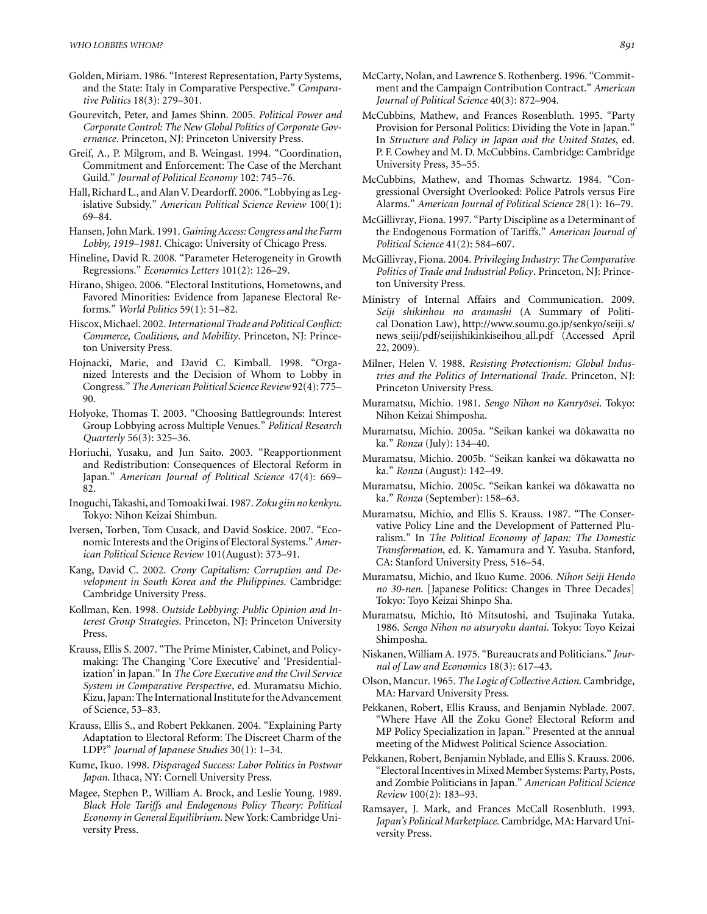Golden, Miriam. 1986. "Interest Representation, Party Systems, and the State: Italy in Comparative Perspective." *Comparative Politics* 18(3): 279–301.

Gourevitch, Peter, and James Shinn. 2005. *Political Power and Corporate Control: The New Global Politics of Corporate Governance*. Princeton, NJ: Princeton University Press.

Greif, A., P. Milgrom, and B. Weingast. 1994. "Coordination, Commitment and Enforcement: The Case of the Merchant Guild." *Journal of Political Economy* 102: 745–76.

Hall, Richard L., and Alan V. Deardorff. 2006. "Lobbying as Legislative Subsidy." *American Political Science Review* 100(1): 69–84.

Hansen, John Mark. 1991. *Gaining Access: Congress and the Farm Lobby, 1919–1981*. Chicago: University of Chicago Press.

Hineline, David R. 2008. "Parameter Heterogeneity in Growth Regressions." *Economics Letters* 101(2): 126–29.

Hirano, Shigeo. 2006. "Electoral Institutions, Hometowns, and Favored Minorities: Evidence from Japanese Electoral Reforms." *World Politics* 59(1): 51–82.

Hiscox, Michael. 2002. *International Trade and Political Conflict: Commerce, Coalitions, and Mobility*. Princeton, NJ: Princeton University Press.

Hojnacki, Marie, and David C. Kimball. 1998. "Organized Interests and the Decision of Whom to Lobby in Congress." *The American Political Science Review* 92(4): 775–90.

Holyoke, Thomas T. 2003. "Choosing Battlegrounds: Interest Group Lobbying across Multiple Venues." *Political Research Quarterly* 56(3): 325–36.

Horiuchi, Yusaku, and Jun Saito. 2003. "Reapportionment and Redistribution: Consequences of Electoral Reform in Japan." *American Journal of Political Science* 47(4): 669–82.

Inoguchi, Takashi, and Tomoaki Iwai. 1987. *Zoku giin no kenkyu*. Tokyo: Nihon Keizai Shimbun.

Iversen, Torben, Tom Cusack, and David Soskice. 2007. "Economic Interests and the Origins of Electoral Systems." *American Political Science Review* 101(August): 373–91.

Kang, David C. 2002. *Crony Capitalism: Corruption and Development in South Korea and the Philippines*. Cambridge: Cambridge University Press.

Kollman, Ken. 1998. *Outside Lobbying: Public Opinion and Interest Group Strategies*. Princeton, NJ: Princeton University Press.

Krauss, Ellis S. 2007. "The Prime Minister, Cabinet, and Policymaking: The Changing 'Core Executive' and 'Presidentialization' in Japan." In *The Core Executive and the Civil Service System in Comparative Perspective*, ed. Muramatsu Michio. Kizu, Japan: The International Institute for the Advancement of Science, 53–83.

Krauss, Ellis S., and Robert Pekkanen. 2004. "Explaining Party Adaptation to Electoral Reform: The Discreet Charm of the LDP?" *Journal of Japanese Studies* 30(1): 1–34.

Kume, Ikuo. 1998. *Disparaged Success: Labor Politics in Postwar Japan*. Ithaca, NY: Cornell University Press.

Magee, Stephen P., William A. Brock, and Leslie Young. 1989. *Black Hole Tariffs and Endogenous Policy Theory: Political Economy in General Equilibrium*. New York: Cambridge University Press.

McCarty, Nolan, and Lawrence S. Rothenberg. 1996. "Commitment and the Campaign Contribution Contract." *American Journal of Political Science* 40(3): 872–904.

McCubbins, Mathew, and Frances Rosenbluth. 1995. "Party Provision for Personal Politics: Dividing the Vote in Japan." In *Structure and Policy in Japan and the United States*, ed. P. F. Cowhey and M. D. McCubbins. Cambridge: Cambridge University Press, 35–55.

McCubbins, Mathew, and Thomas Schwartz. 1984. "Congressional Oversight Overlooked: Police Patrols versus Fire Alarms." *American Journal of Political Science* 28(1): 16–79.

McGillivray, Fiona. 1997. "Party Discipline as a Determinant of the Endogenous Formation of Tariffs." *American Journal of Political Science* 41(2): 584–607.

McGillivray, Fiona. 2004. *Privileging Industry: The Comparative Politics of Trade and Industrial Policy*. Princeton, NJ: Princeton University Press.

Ministry of Internal Affairs and Communication. 2009. *Seiji shikinhou no aramashi* (A Summary of Political Donation Law), http://www.soumu.go.jp/senkyo/seiji_s/news_seiji/pdf/seijishikinkiseihou_all.pdf (Accessed April 22, 2009).

Milner, Helen V. 1988. *Resisting Protectionism: Global Industries and the Politics of International Trade*. Princeton, NJ: Princeton University Press.

Muramatsu, Michio. 1981. *Sengo Nihon no Kanryōsei*. Tokyo: Nihon Keizai Shimposha.

Muramatsu, Michio. 2005a. "Seikan kankei wa dōkawatta no ka." *Ronza* (July): 134–40.

Muramatsu, Michio. 2005b. "Seikan kankei wa dōkawatta no ka." *Ronza* (August): 142–49.

Muramatsu, Michio. 2005c. "Seikan kankei wa dōkawatta no ka." *Ronza* (September): 158–63.

Muramatsu, Michio, and Ellis S. Krauss. 1987. "The Conservative Policy Line and the Development of Patterned Pluralism." In *The Political Economy of Japan: The Domestic Transformation*, ed. K. Yamamura and Y. Yasuba. Stanford, CA: Stanford University Press, 516–54.

Muramatsu, Michio, and Ikuo Kume. 2006. *Nihon Seiji Hendo no 30-nen*. [Japanese Politics: Changes in Three Decades] Tokyo: Toyo Keizai Shinpo Sha.

Muramatsu, Michio, Itō Mitsutoshi, and Tsujinaka Yutaka. 1986. *Sengo Nihon no atsuryoku dantai*. Tokyo: Toyo Keizai Shimposha.

Niskanen, William A. 1975. "Bureaucrats and Politicians." *Journal of Law and Economics* 18(3): 617–43.

Olson, Mancur. 1965. *The Logic of Collective Action*. Cambridge, MA: Harvard University Press.

Pekkanen, Robert, Ellis Krauss, and Benjamin Nyblade. 2007. "Where Have All the Zoku Gone? Electoral Reform and MP Policy Specialization in Japan." Presented at the annual meeting of the Midwest Political Science Association.

Pekkanen, Robert, Benjamin Nyblade, and Ellis S. Krauss. 2006. "Electoral Incentives in Mixed Member Systems: Party, Posts, and Zombie Politicians in Japan." *American Political Science Review* 100(2): 183–93.

Ramsayer, J. Mark, and Frances McCall Rosenbluth. 1993. *Japan's Political Marketplace*. Cambridge, MA: Harvard University Press.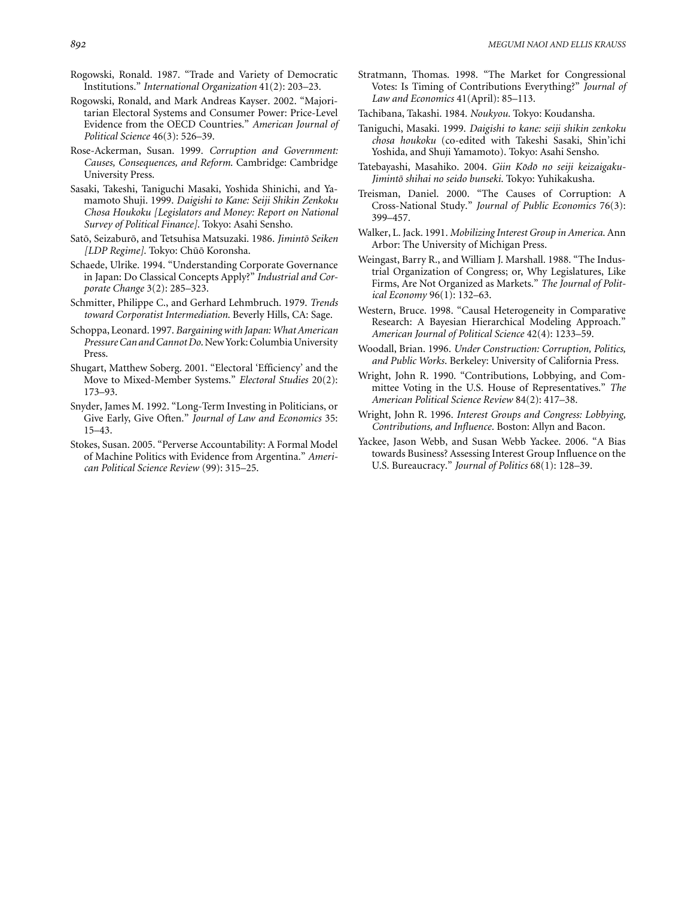Rogowski, Ronald. 1987. "Trade and Variety of Democratic Institutions." *International Organization* 41(2): 203–23.

Rogowski, Ronald, and Mark Andreas Kayser. 2002. "Majoritarian Electoral Systems and Consumer Power: Price-Level Evidence from the OECD Countries." *American Journal of Political Science* 46(3): 526–39.

Rose-Ackerman, Susan. 1999. *Corruption and Government: Causes, Consequences, and Reform.* Cambridge: Cambridge University Press.

Sasaki, Takeshi, Taniguchi Masaki, Yoshida Shinichi, and Yamamoto Shuji. 1999. *Daigishi to Kane: Seiji Shikin Zenkoku Chosa Houkoku [Legislators and Money: Report on National Survey of Political Finance].* Tokyo: Asahi Sensho.

Satō, Seizaburō, and Tetsuhisa Matsuzaki. 1986. *Jimintō Seiken [LDP Regime].* Tokyo: Chūō Koronsha.

Schaede, Ulrike. 1994. "Understanding Corporate Governance in Japan: Do Classical Concepts Apply?" *Industrial and Corporate Change* 3(2): 285–323.

Schmitter, Philippe C., and Gerhard Lehmbruch. 1979. *Trends toward Corporatist Intermediation.* Beverly Hills, CA: Sage.

Schoppa, Leonard. 1997. *Bargaining with Japan: What American Pressure Can and Cannot Do.* New York: Columbia University Press.

Shugart, Matthew Soberg. 2001. "Electoral 'Efficiency' and the Move to Mixed-Member Systems." *Electoral Studies* 20(2): 173–93.

Snyder, James M. 1992. "Long-Term Investing in Politicians, or Give Early, Give Often." *Journal of Law and Economics* 35: 15–43.

Stokes, Susan. 2005. "Perverse Accountability: A Formal Model of Machine Politics with Evidence from Argentina." *American Political Science Review* (99): 315–25.

Stratmann, Thomas. 1998. "The Market for Congressional Votes: Is Timing of Contributions Everything?" *Journal of Law and Economics* 41(April): 85–113.

Tachibana, Takashi. 1984. *Noukyou.* Tokyo: Koudansha.

Taniguchi, Masaki. 1999. *Daigishi to kane: seiji shikin zenkoku chosa houkoku* (co-edited with Takeshi Sasaki, Shin'ichi Yoshida, and Shuji Yamamoto). Tokyo: Asahi Sensho.

Tatebayashi, Masahiko. 2004. *Giin Kōdō no seiji keizaigaku-Jimintō shihai no seido bunseki.* Tokyo: Yuhikakusha.

Treisman, Daniel. 2000. "The Causes of Corruption: A Cross-National Study." *Journal of Public Economics* 76(3): 399–457.

Walker, L. Jack. 1991. *Mobilizing Interest Group in America.* Ann Arbor: The University of Michigan Press.

Weingast, Barry R., and William J. Marshall. 1988. "The Industrial Organization of Congress; or, Why Legislatures, Like Firms, Are Not Organized as Markets." *The Journal of Political Economy* 96(1): 132–63.

Western, Bruce. 1998. "Causal Heterogeneity in Comparative Research: A Bayesian Hierarchical Modeling Approach." *American Journal of Political Science* 42(4): 1233–59.

Woodall, Brian. 1996. *Under Construction: Corruption, Politics, and Public Works.* Berkeley: University of California Press.

Wright, John R. 1990. "Contributions, Lobbying, and Committee Voting in the U.S. House of Representatives." *The American Political Science Review* 84(2): 417–38.

Wright, John R. 1996. *Interest Groups and Congress: Lobbying, Contributions, and Influence.* Boston: Allyn and Bacon.

Yackee, Jason Webb, and Susan Webb Yackee. 2006. "A Bias towards Business? Assessing Interest Group Influence on the U.S. Bureaucracy." *Journal of Politics* 68(1): 128–39.